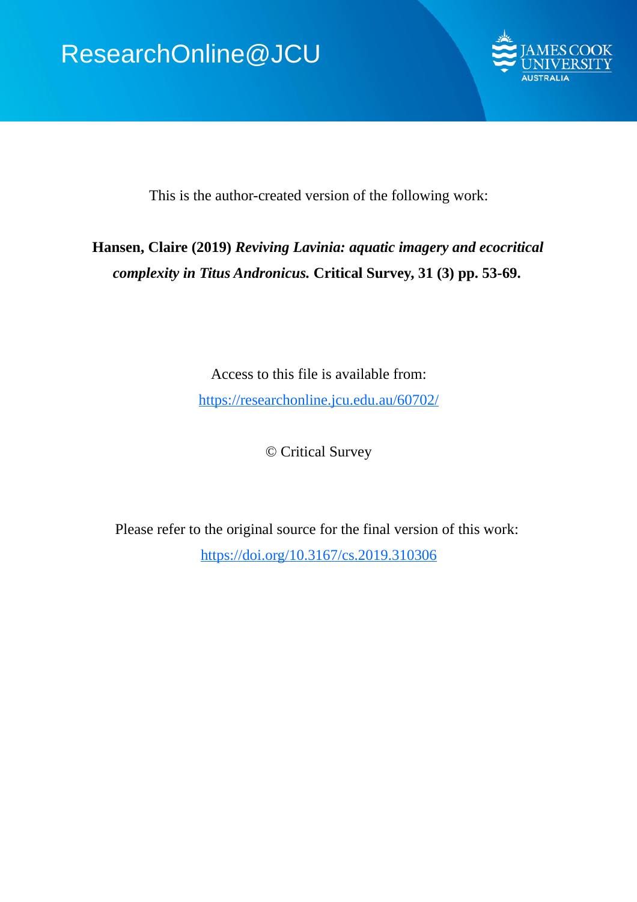ResearchOnline@JCU

This is the author-created version of the following work:

**Hansen, Claire (2019)** ***Reviving Lavinia: aquatic imagery and ecocritical complexity in Titus Andronicus.*** **Critical Survey, 31 (3) pp. 53-69.**

Access to this file is available from:

https://researchonline.jcu.edu.au/60702/

© Critical Survey

Please refer to the original source for the final version of this work:

https://doi.org/10.3167/cs.2019.310306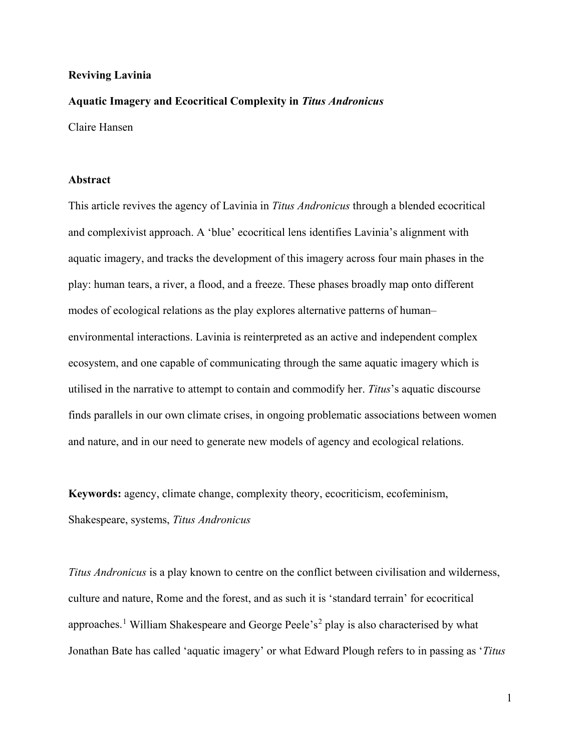**Reviving Lavinia**

**Aquatic Imagery and Ecocritical Complexity in *Titus Andronicus***

Claire Hansen

**Abstract**

This article revives the agency of Lavinia in *Titus Andronicus* through a blended ecocritical and complexivist approach. A 'blue' ecocritical lens identifies Lavinia's alignment with aquatic imagery, and tracks the development of this imagery across four main phases in the play: human tears, a river, a flood, and a freeze. These phases broadly map onto different modes of ecological relations as the play explores alternative patterns of human–environmental interactions. Lavinia is reinterpreted as an active and independent complex ecosystem, and one capable of communicating through the same aquatic imagery which is utilised in the narrative to attempt to contain and commodify her. *Titus*'s aquatic discourse finds parallels in our own climate crises, in ongoing problematic associations between women and nature, and in our need to generate new models of agency and ecological relations.

**Keywords:** agency, climate change, complexity theory, ecocriticism, ecofeminism, Shakespeare, systems, *Titus Andronicus*

*Titus Andronicus* is a play known to centre on the conflict between civilisation and wilderness, culture and nature, Rome and the forest, and as such it is 'standard terrain' for ecocritical approaches.[1] William Shakespeare and George Peele's[2] play is also characterised by what Jonathan Bate has called 'aquatic imagery' or what Edward Plough refers to in passing as '*Titus*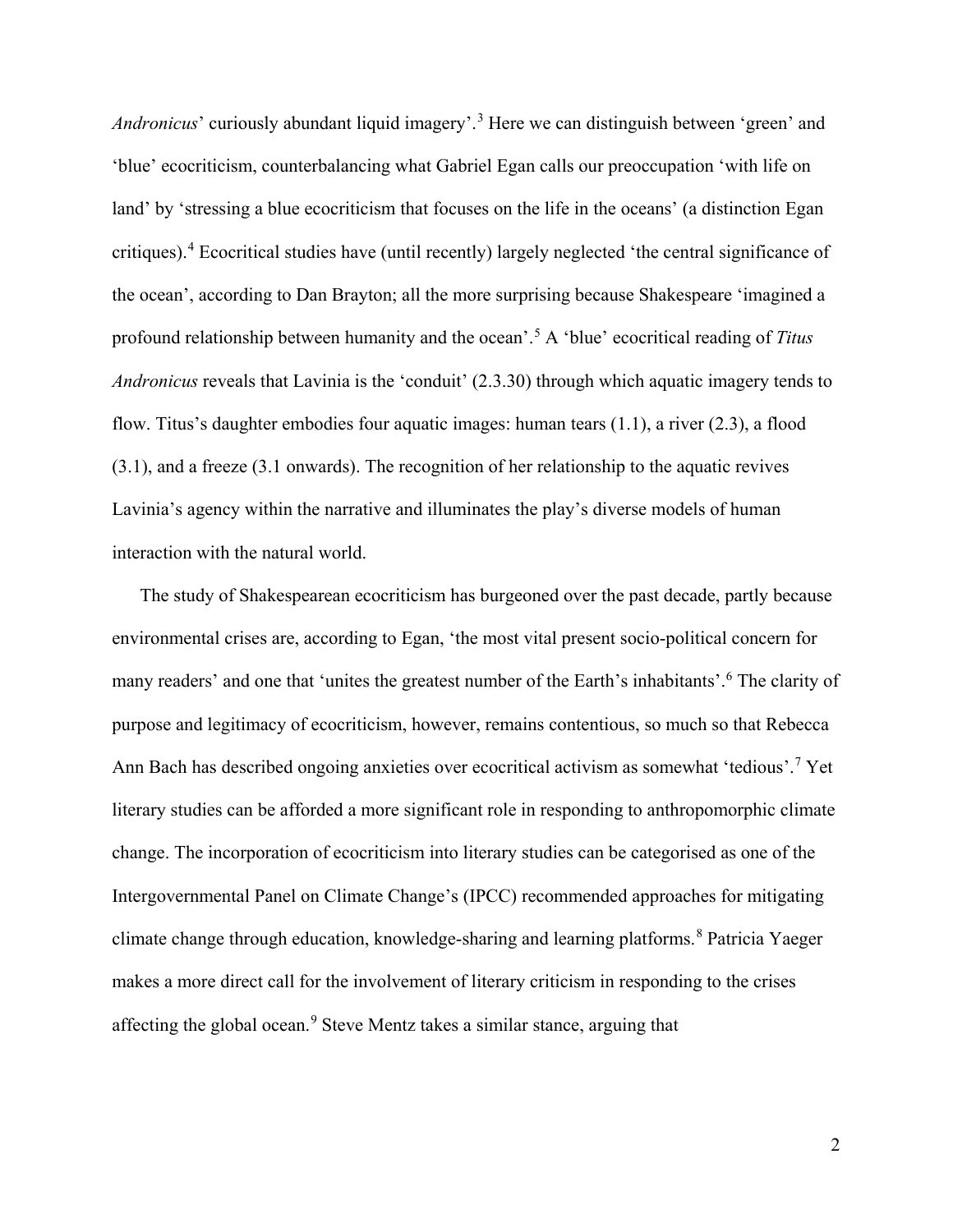*Andronicus*' curiously abundant liquid imagery'.[3] Here we can distinguish between 'green' and 'blue' ecocriticism, counterbalancing what Gabriel Egan calls our preoccupation 'with life on land' by 'stressing a blue ecocriticism that focuses on the life in the oceans' (a distinction Egan critiques).[4] Ecocritical studies have (until recently) largely neglected 'the central significance of the ocean', according to Dan Brayton; all the more surprising because Shakespeare 'imagined a profound relationship between humanity and the ocean'.[5] A 'blue' ecocritical reading of *Titus Andronicus* reveals that Lavinia is the 'conduit' (2.3.30) through which aquatic imagery tends to flow. Titus's daughter embodies four aquatic images: human tears (1.1), a river (2.3), a flood (3.1), and a freeze (3.1 onwards). The recognition of her relationship to the aquatic revives Lavinia's agency within the narrative and illuminates the play's diverse models of human interaction with the natural world.

The study of Shakespearean ecocriticism has burgeoned over the past decade, partly because environmental crises are, according to Egan, 'the most vital present socio-political concern for many readers' and one that 'unites the greatest number of the Earth's inhabitants'.[6] The clarity of purpose and legitimacy of ecocriticism, however, remains contentious, so much so that Rebecca Ann Bach has described ongoing anxieties over ecocritical activism as somewhat 'tedious'.[7] Yet literary studies can be afforded a more significant role in responding to anthropomorphic climate change. The incorporation of ecocriticism into literary studies can be categorised as one of the Intergovernmental Panel on Climate Change's (IPCC) recommended approaches for mitigating climate change through education, knowledge-sharing and learning platforms.[8] Patricia Yaeger makes a more direct call for the involvement of literary criticism in responding to the crises affecting the global ocean.[9] Steve Mentz takes a similar stance, arguing that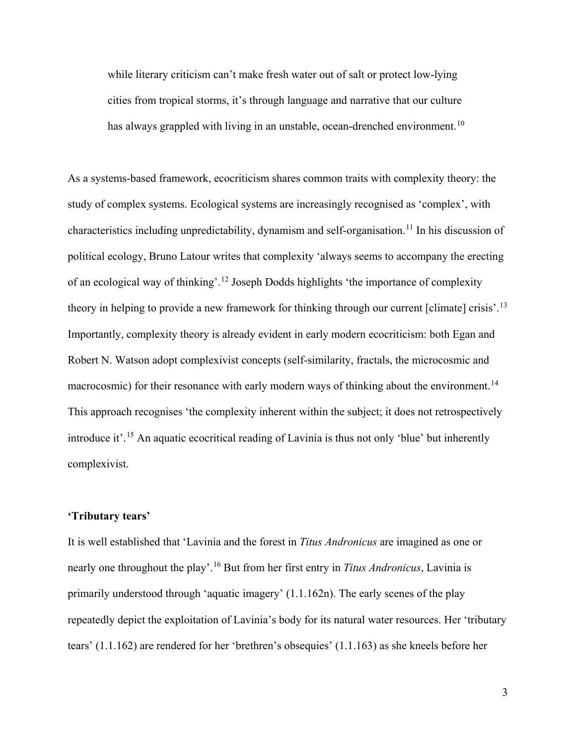> while literary criticism can't make fresh water out of salt or protect low-lying cities from tropical storms, it's through language and narrative that our culture has always grappled with living in an unstable, ocean-drenched environment.[10]

As a systems-based framework, ecocriticism shares common traits with complexity theory: the study of complex systems. Ecological systems are increasingly recognised as 'complex', with characteristics including unpredictability, dynamism and self-organisation.[11] In his discussion of political ecology, Bruno Latour writes that complexity 'always seems to accompany the erecting of an ecological way of thinking'.[12] Joseph Dodds highlights 'the importance of complexity theory in helping to provide a new framework for thinking through our current [climate] crisis'.[13] Importantly, complexity theory is already evident in early modern ecocriticism: both Egan and Robert N. Watson adopt complexivist concepts (self-similarity, fractals, the microcosmic and macrocosmic) for their resonance with early modern ways of thinking about the environment.[14] This approach recognises 'the complexity inherent within the subject; it does not retrospectively introduce it'.[15] An aquatic ecocritical reading of Lavinia is thus not only 'blue' but inherently complexivist.

**'Tributary tears'**

It is well established that 'Lavinia and the forest in *Titus Andronicus* are imagined as one or nearly one throughout the play'.[16] But from her first entry in *Titus Andronicus*, Lavinia is primarily understood through 'aquatic imagery' (1.1.162n). The early scenes of the play repeatedly depict the exploitation of Lavinia's body for its natural water resources. Her 'tributary tears' (1.1.162) are rendered for her 'brethren's obsequies' (1.1.163) as she kneels before her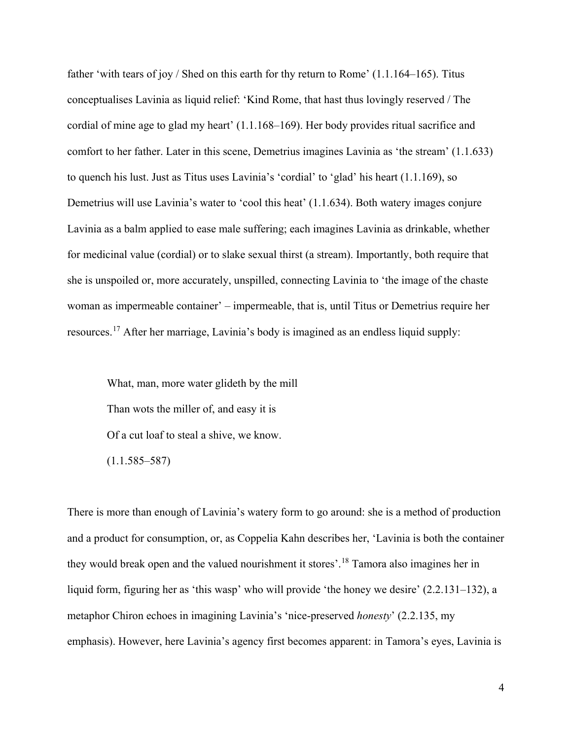father 'with tears of joy / Shed on this earth for thy return to Rome' (1.1.164–165). Titus conceptualises Lavinia as liquid relief: 'Kind Rome, that hast thus lovingly reserved / The cordial of mine age to glad my heart' (1.1.168–169). Her body provides ritual sacrifice and comfort to her father. Later in this scene, Demetrius imagines Lavinia as 'the stream' (1.1.633) to quench his lust. Just as Titus uses Lavinia's 'cordial' to 'glad' his heart (1.1.169), so Demetrius will use Lavinia's water to 'cool this heat' (1.1.634). Both watery images conjure Lavinia as a balm applied to ease male suffering; each imagines Lavinia as drinkable, whether for medicinal value (cordial) or to slake sexual thirst (a stream). Importantly, both require that she is unspoiled or, more accurately, unspilled, connecting Lavinia to 'the image of the chaste woman as impermeable container' – impermeable, that is, until Titus or Demetrius require her resources.[17] After her marriage, Lavinia's body is imagined as an endless liquid supply:

> What, man, more water glideth by the mill
>
> Than wots the miller of, and easy it is
>
> Of a cut loaf to steal a shive, we know.
>
> (1.1.585–587)

There is more than enough of Lavinia's watery form to go around: she is a method of production and a product for consumption, or, as Coppelia Kahn describes her, 'Lavinia is both the container they would break open and the valued nourishment it stores'.[18] Tamora also imagines her in liquid form, figuring her as 'this wasp' who will provide 'the honey we desire' (2.2.131–132), a metaphor Chiron echoes in imagining Lavinia's 'nice-preserved *honesty*' (2.2.135, my emphasis). However, here Lavinia's agency first becomes apparent: in Tamora's eyes, Lavinia is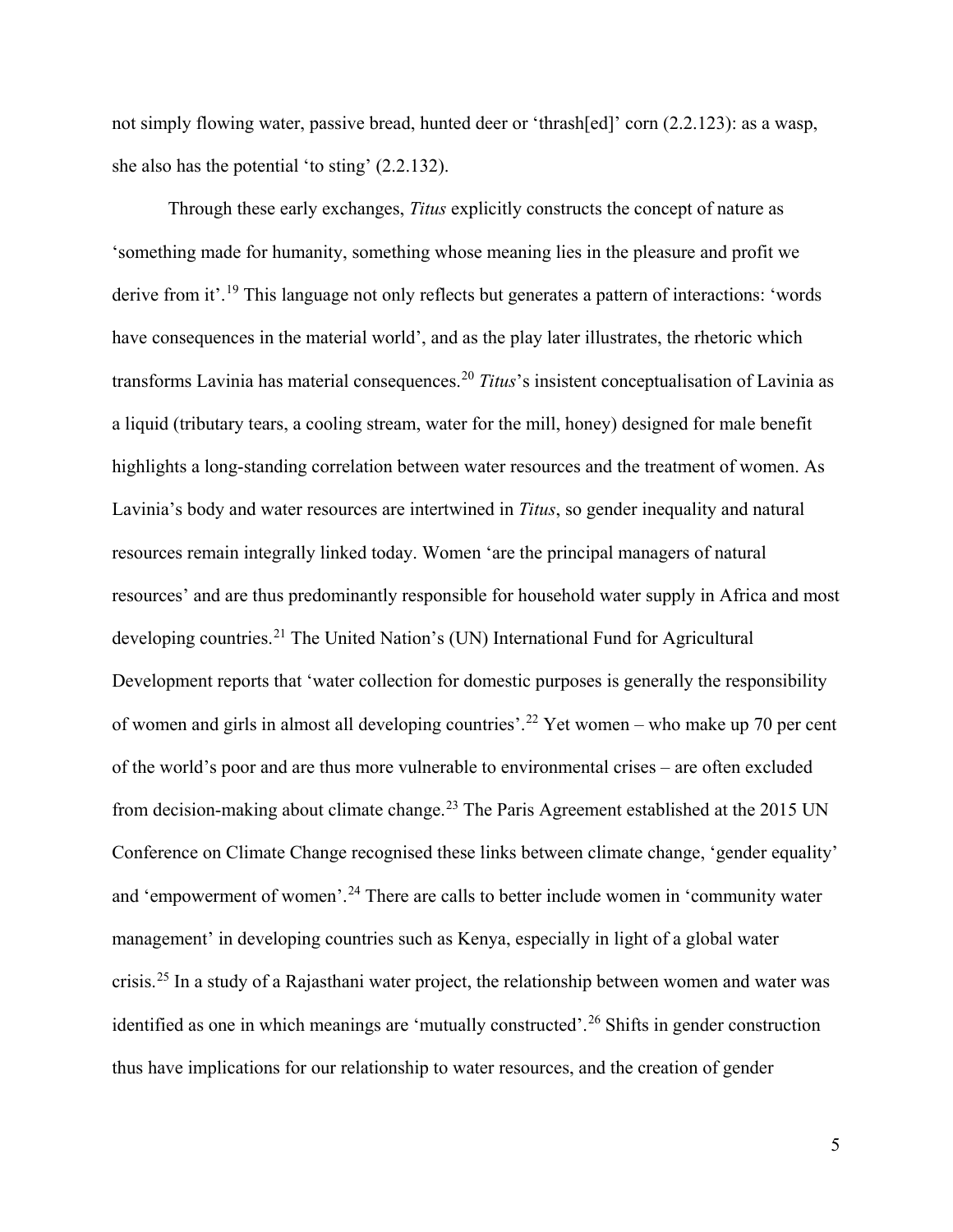not simply flowing water, passive bread, hunted deer or 'thrash[ed]' corn (2.2.123): as a wasp, she also has the potential 'to sting' (2.2.132).

Through these early exchanges, *Titus* explicitly constructs the concept of nature as 'something made for humanity, something whose meaning lies in the pleasure and profit we derive from it'.[19] This language not only reflects but generates a pattern of interactions: 'words have consequences in the material world', and as the play later illustrates, the rhetoric which transforms Lavinia has material consequences.[20] *Titus*'s insistent conceptualisation of Lavinia as a liquid (tributary tears, a cooling stream, water for the mill, honey) designed for male benefit highlights a long-standing correlation between water resources and the treatment of women. As Lavinia's body and water resources are intertwined in *Titus*, so gender inequality and natural resources remain integrally linked today. Women 'are the principal managers of natural resources' and are thus predominantly responsible for household water supply in Africa and most developing countries.[21] The United Nation's (UN) International Fund for Agricultural Development reports that 'water collection for domestic purposes is generally the responsibility of women and girls in almost all developing countries'.[22] Yet women – who make up 70 per cent of the world's poor and are thus more vulnerable to environmental crises – are often excluded from decision-making about climate change.[23] The Paris Agreement established at the 2015 UN Conference on Climate Change recognised these links between climate change, 'gender equality' and 'empowerment of women'.[24] There are calls to better include women in 'community water management' in developing countries such as Kenya, especially in light of a global water crisis.[25] In a study of a Rajasthani water project, the relationship between women and water was identified as one in which meanings are 'mutually constructed'.[26] Shifts in gender construction thus have implications for our relationship to water resources, and the creation of gender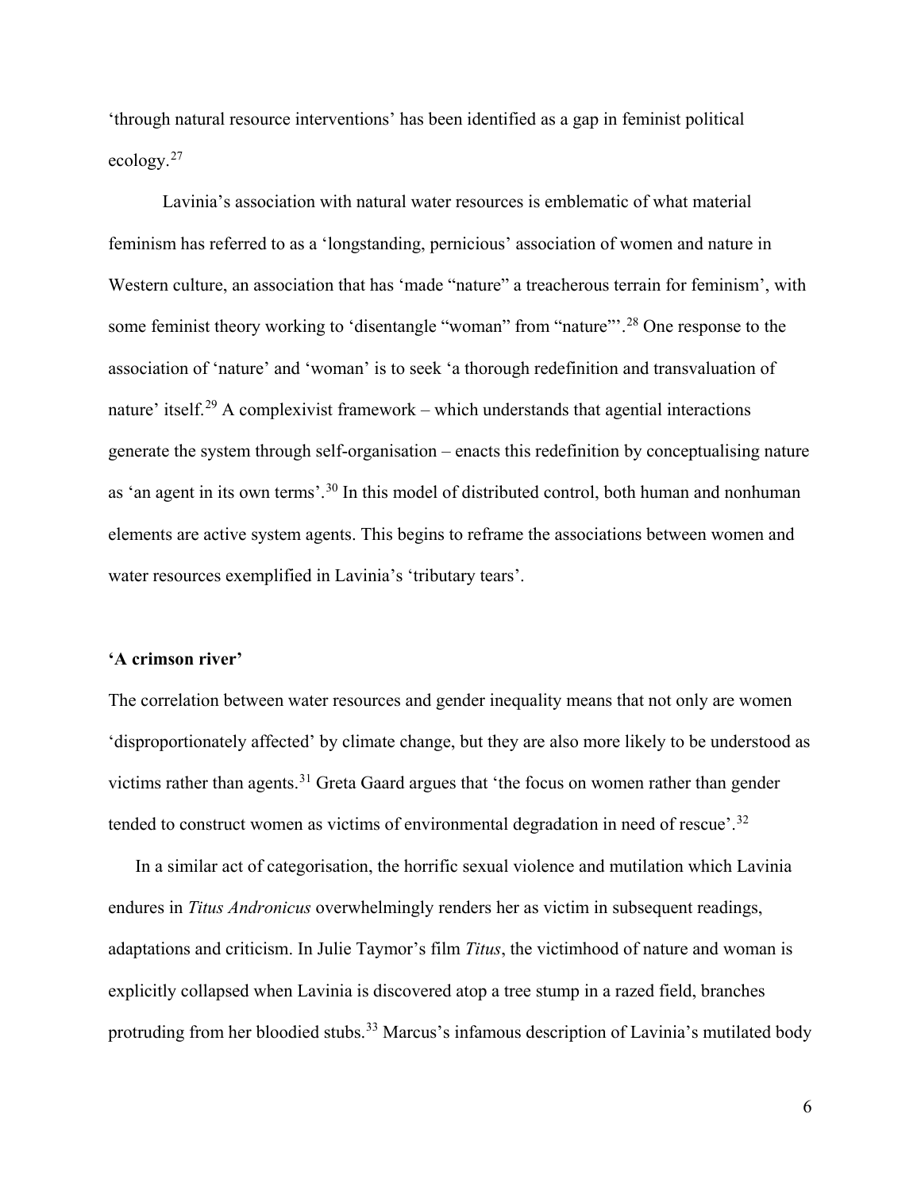'through natural resource interventions' has been identified as a gap in feminist political ecology.[27]

Lavinia's association with natural water resources is emblematic of what material feminism has referred to as a 'longstanding, pernicious' association of women and nature in Western culture, an association that has 'made "nature" a treacherous terrain for feminism', with some feminist theory working to 'disentangle "woman" from "nature"'.[28] One response to the association of 'nature' and 'woman' is to seek 'a thorough redefinition and transvaluation of nature' itself.[29] A complexivist framework – which understands that agential interactions generate the system through self-organisation – enacts this redefinition by conceptualising nature as 'an agent in its own terms'.[30] In this model of distributed control, both human and nonhuman elements are active system agents. This begins to reframe the associations between women and water resources exemplified in Lavinia's 'tributary tears'.

**'A crimson river'**

The correlation between water resources and gender inequality means that not only are women 'disproportionately affected' by climate change, but they are also more likely to be understood as victims rather than agents.[31] Greta Gaard argues that 'the focus on women rather than gender tended to construct women as victims of environmental degradation in need of rescue'.[32]

In a similar act of categorisation, the horrific sexual violence and mutilation which Lavinia endures in *Titus Andronicus* overwhelmingly renders her as victim in subsequent readings, adaptations and criticism. In Julie Taymor's film *Titus*, the victimhood of nature and woman is explicitly collapsed when Lavinia is discovered atop a tree stump in a razed field, branches protruding from her bloodied stubs.[33] Marcus's infamous description of Lavinia's mutilated body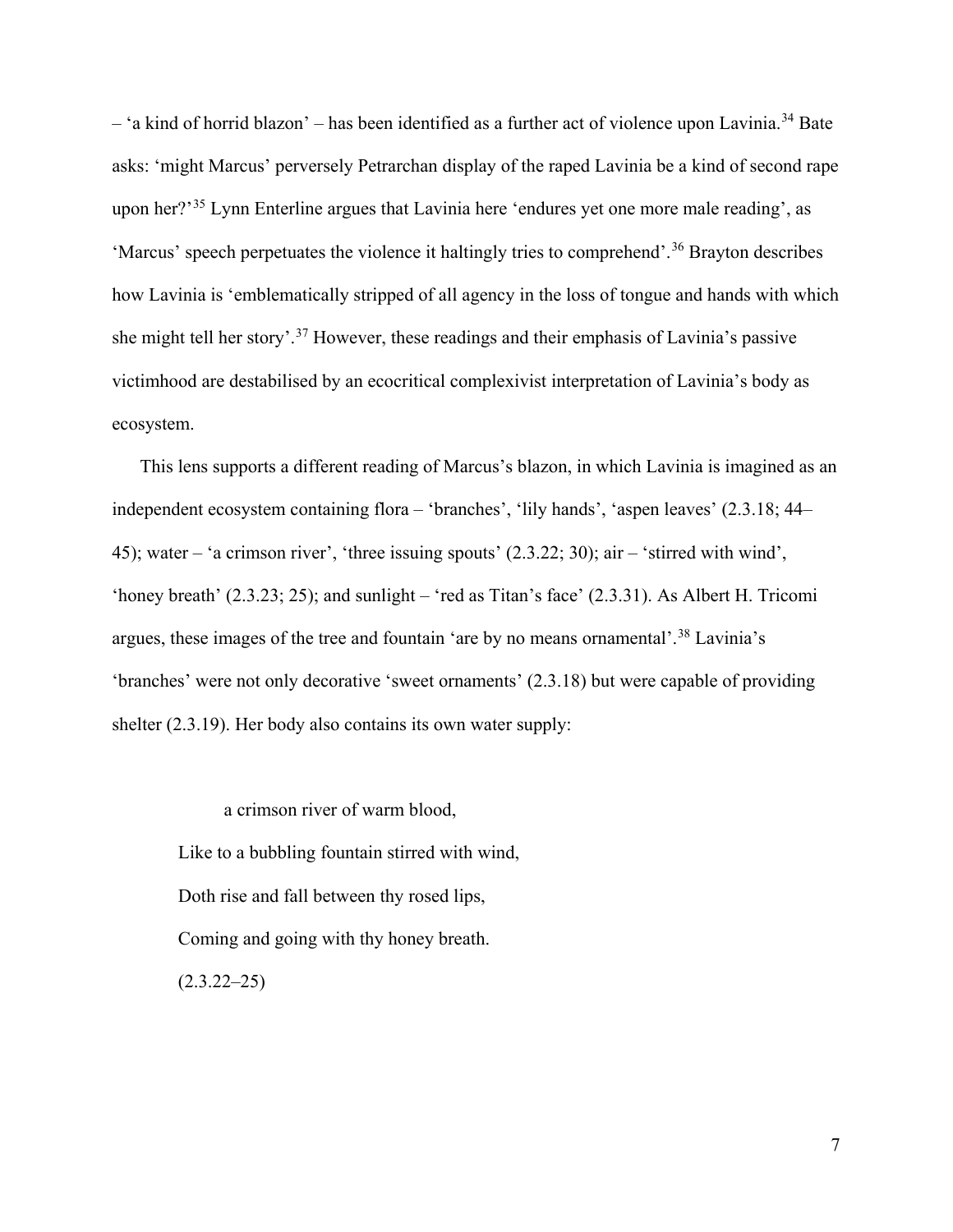– 'a kind of horrid blazon' – has been identified as a further act of violence upon Lavinia.[34] Bate asks: 'might Marcus' perversely Petrarchan display of the raped Lavinia be a kind of second rape upon her?'[35] Lynn Enterline argues that Lavinia here 'endures yet one more male reading', as 'Marcus' speech perpetuates the violence it haltingly tries to comprehend'.[36] Brayton describes how Lavinia is 'emblematically stripped of all agency in the loss of tongue and hands with which she might tell her story'.[37] However, these readings and their emphasis of Lavinia's passive victimhood are destabilised by an ecocritical complexivist interpretation of Lavinia's body as ecosystem.

This lens supports a different reading of Marcus's blazon, in which Lavinia is imagined as an independent ecosystem containing flora – 'branches', 'lily hands', 'aspen leaves' (2.3.18; 44–45); water – 'a crimson river', 'three issuing spouts' (2.3.22; 30); air – 'stirred with wind', 'honey breath' (2.3.23; 25); and sunlight – 'red as Titan's face' (2.3.31). As Albert H. Tricomi argues, these images of the tree and fountain 'are by no means ornamental'.[38] Lavinia's 'branches' were not only decorative 'sweet ornaments' (2.3.18) but were capable of providing shelter (2.3.19). Her body also contains its own water supply:

> a crimson river of warm blood,
> Like to a bubbling fountain stirred with wind,
> Doth rise and fall between thy rosed lips,
> Coming and going with thy honey breath.
> (2.3.22–25)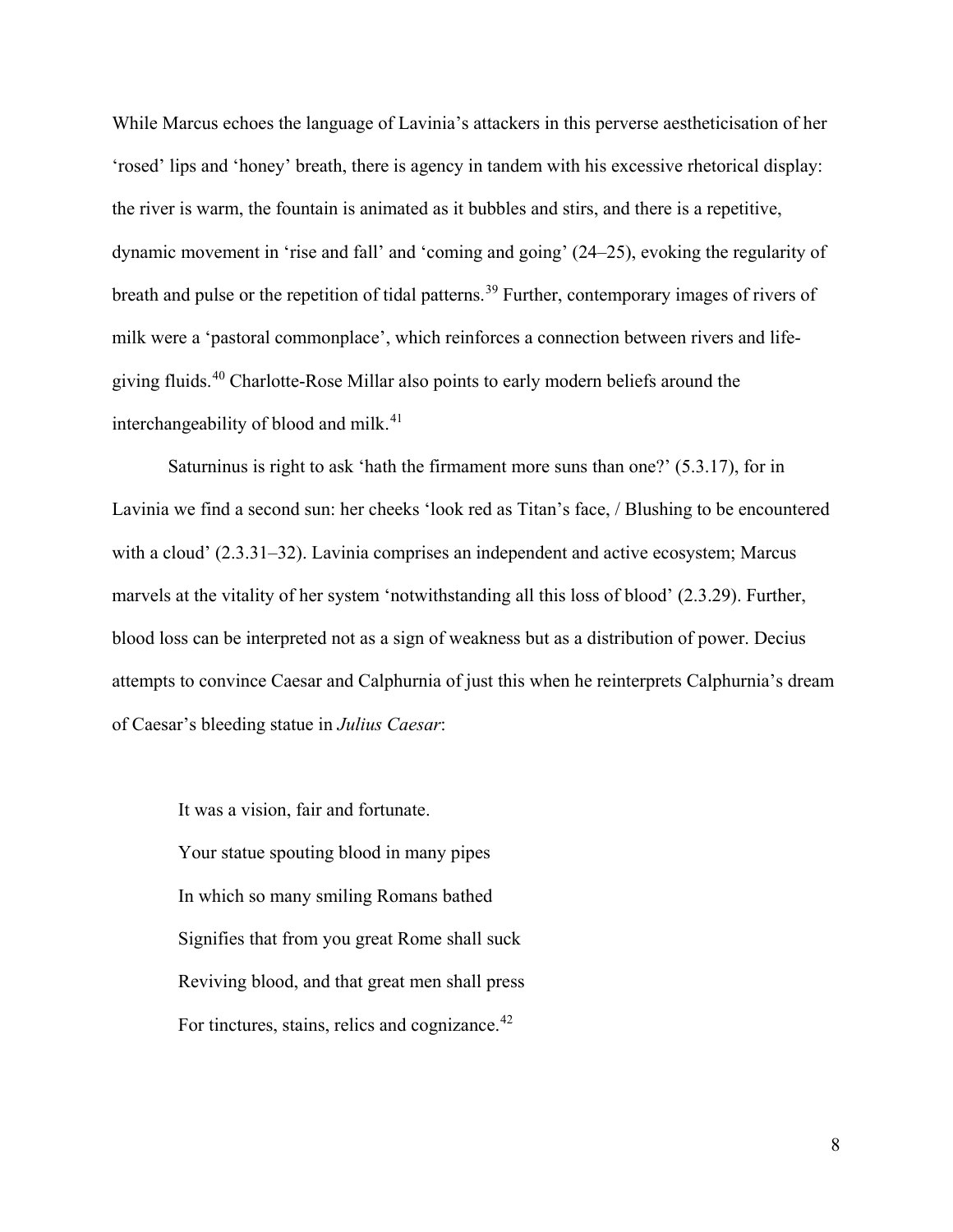While Marcus echoes the language of Lavinia's attackers in this perverse aestheticisation of her 'rosed' lips and 'honey' breath, there is agency in tandem with his excessive rhetorical display: the river is warm, the fountain is animated as it bubbles and stirs, and there is a repetitive, dynamic movement in 'rise and fall' and 'coming and going' (24–25), evoking the regularity of breath and pulse or the repetition of tidal patterns.[39] Further, contemporary images of rivers of milk were a 'pastoral commonplace', which reinforces a connection between rivers and life-giving fluids.[40] Charlotte-Rose Millar also points to early modern beliefs around the interchangeability of blood and milk.[41]

Saturninus is right to ask 'hath the firmament more suns than one?' (5.3.17), for in Lavinia we find a second sun: her cheeks 'look red as Titan's face, / Blushing to be encountered with a cloud' (2.3.31–32). Lavinia comprises an independent and active ecosystem; Marcus marvels at the vitality of her system 'notwithstanding all this loss of blood' (2.3.29). Further, blood loss can be interpreted not as a sign of weakness but as a distribution of power. Decius attempts to convince Caesar and Calphurnia of just this when he reinterprets Calphurnia's dream of Caesar's bleeding statue in *Julius Caesar*:

> It was a vision, fair and fortunate.
> Your statue spouting blood in many pipes
> In which so many smiling Romans bathed
> Signifies that from you great Rome shall suck
> Reviving blood, and that great men shall press
> For tinctures, stains, relics and cognizance.[42]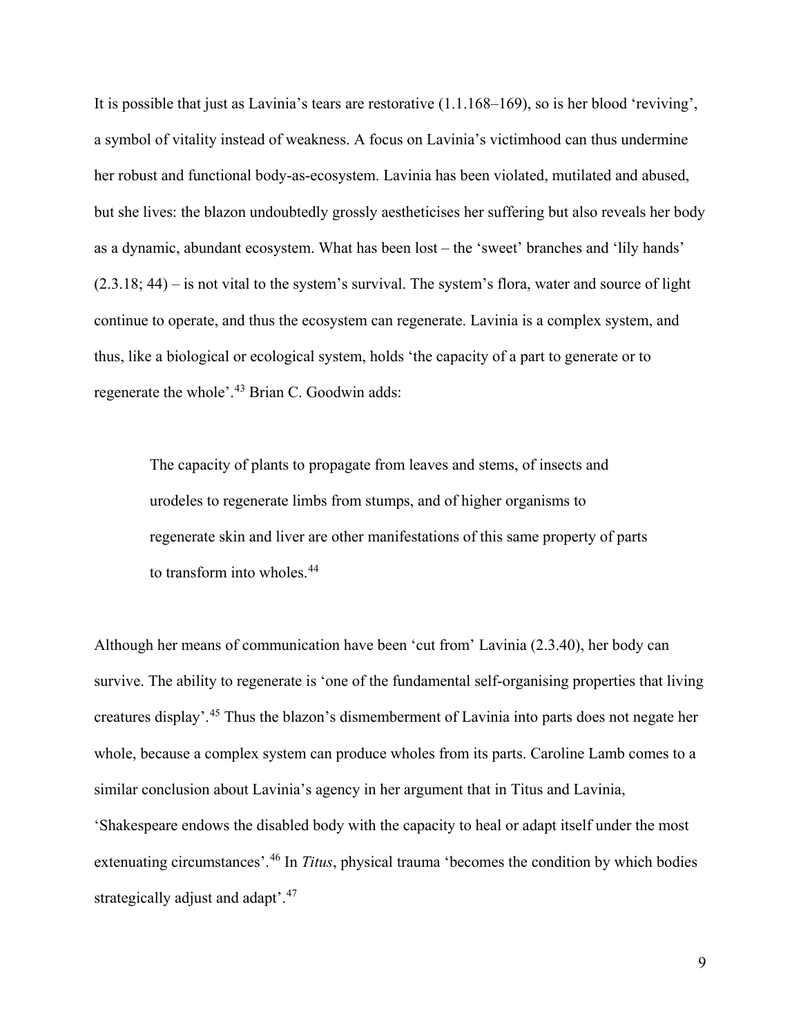It is possible that just as Lavinia's tears are restorative (1.1.168–169), so is her blood 'reviving', a symbol of vitality instead of weakness. A focus on Lavinia's victimhood can thus undermine her robust and functional body-as-ecosystem. Lavinia has been violated, mutilated and abused, but she lives: the blazon undoubtedly grossly aestheticises her suffering but also reveals her body as a dynamic, abundant ecosystem. What has been lost – the 'sweet' branches and 'lily hands' (2.3.18; 44) – is not vital to the system's survival. The system's flora, water and source of light continue to operate, and thus the ecosystem can regenerate. Lavinia is a complex system, and thus, like a biological or ecological system, holds 'the capacity of a part to generate or to regenerate the whole'.[43] Brian C. Goodwin adds:

> The capacity of plants to propagate from leaves and stems, of insects and urodeles to regenerate limbs from stumps, and of higher organisms to regenerate skin and liver are other manifestations of this same property of parts to transform into wholes.[44]

Although her means of communication have been 'cut from' Lavinia (2.3.40), her body can survive. The ability to regenerate is 'one of the fundamental self-organising properties that living creatures display'.[45] Thus the blazon's dismemberment of Lavinia into parts does not negate her whole, because a complex system can produce wholes from its parts. Caroline Lamb comes to a similar conclusion about Lavinia's agency in her argument that in Titus and Lavinia, 'Shakespeare endows the disabled body with the capacity to heal or adapt itself under the most extenuating circumstances'.[46] In *Titus*, physical trauma 'becomes the condition by which bodies strategically adjust and adapt'.[47]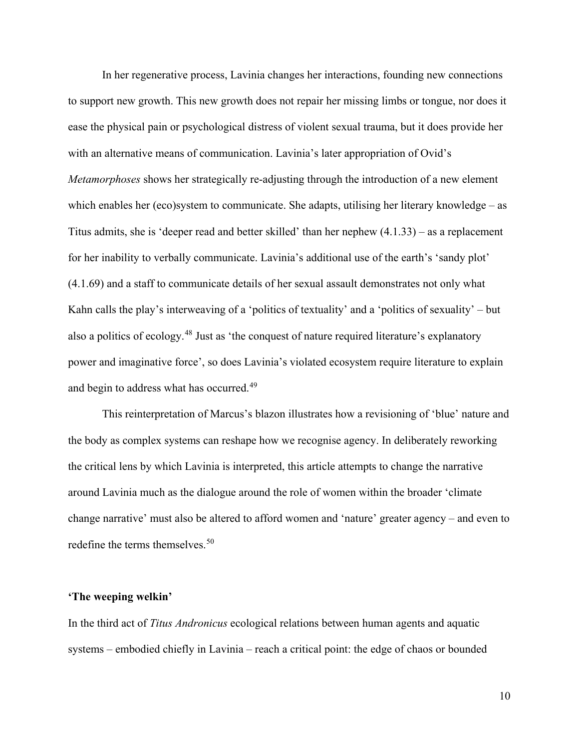In her regenerative process, Lavinia changes her interactions, founding new connections to support new growth. This new growth does not repair her missing limbs or tongue, nor does it ease the physical pain or psychological distress of violent sexual trauma, but it does provide her with an alternative means of communication. Lavinia's later appropriation of Ovid's *Metamorphoses* shows her strategically re-adjusting through the introduction of a new element which enables her (eco)system to communicate. She adapts, utilising her literary knowledge – as Titus admits, she is 'deeper read and better skilled' than her nephew (4.1.33) – as a replacement for her inability to verbally communicate. Lavinia's additional use of the earth's 'sandy plot' (4.1.69) and a staff to communicate details of her sexual assault demonstrates not only what Kahn calls the play's interweaving of a 'politics of textuality' and a 'politics of sexuality' – but also a politics of ecology.[48] Just as 'the conquest of nature required literature's explanatory power and imaginative force', so does Lavinia's violated ecosystem require literature to explain and begin to address what has occurred.[49]

This reinterpretation of Marcus's blazon illustrates how a revisioning of 'blue' nature and the body as complex systems can reshape how we recognise agency. In deliberately reworking the critical lens by which Lavinia is interpreted, this article attempts to change the narrative around Lavinia much as the dialogue around the role of women within the broader 'climate change narrative' must also be altered to afford women and 'nature' greater agency – and even to redefine the terms themselves.[50]

**'The weeping welkin'**

In the third act of *Titus Andronicus* ecological relations between human agents and aquatic systems – embodied chiefly in Lavinia – reach a critical point: the edge of chaos or bounded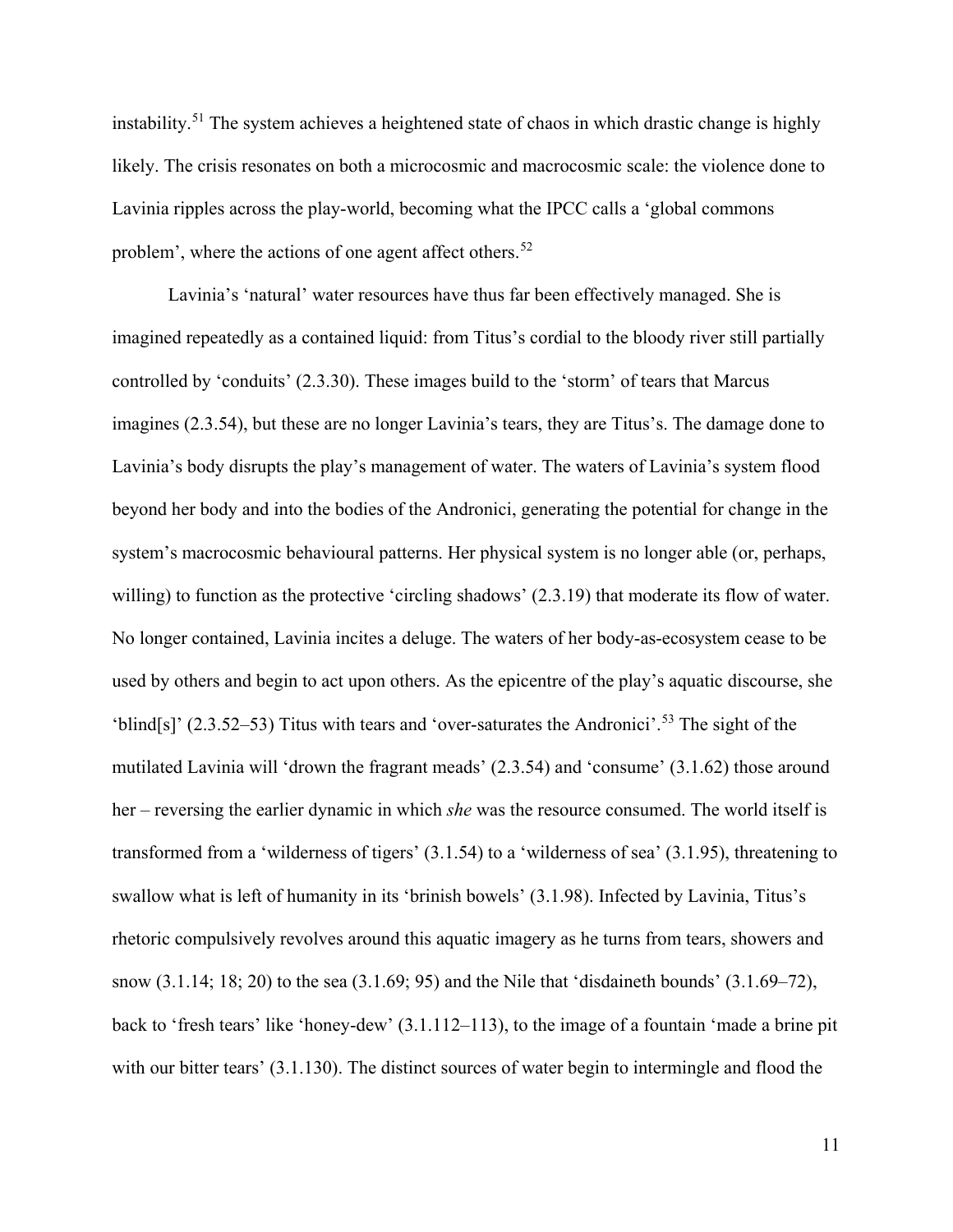instability.[51] The system achieves a heightened state of chaos in which drastic change is highly likely. The crisis resonates on both a microcosmic and macrocosmic scale: the violence done to Lavinia ripples across the play-world, becoming what the IPCC calls a 'global commons problem', where the actions of one agent affect others.[52]

Lavinia's 'natural' water resources have thus far been effectively managed. She is imagined repeatedly as a contained liquid: from Titus's cordial to the bloody river still partially controlled by 'conduits' (2.3.30). These images build to the 'storm' of tears that Marcus imagines (2.3.54), but these are no longer Lavinia's tears, they are Titus's. The damage done to Lavinia's body disrupts the play's management of water. The waters of Lavinia's system flood beyond her body and into the bodies of the Andronici, generating the potential for change in the system's macrocosmic behavioural patterns. Her physical system is no longer able (or, perhaps, willing) to function as the protective 'circling shadows' (2.3.19) that moderate its flow of water. No longer contained, Lavinia incites a deluge. The waters of her body-as-ecosystem cease to be used by others and begin to act upon others. As the epicentre of the play's aquatic discourse, she 'blind[s]' (2.3.52–53) Titus with tears and 'over-saturates the Andronici'.[53] The sight of the mutilated Lavinia will 'drown the fragrant meads' (2.3.54) and 'consume' (3.1.62) those around her – reversing the earlier dynamic in which *she* was the resource consumed. The world itself is transformed from a 'wilderness of tigers' (3.1.54) to a 'wilderness of sea' (3.1.95), threatening to swallow what is left of humanity in its 'brinish bowels' (3.1.98). Infected by Lavinia, Titus's rhetoric compulsively revolves around this aquatic imagery as he turns from tears, showers and snow (3.1.14; 18; 20) to the sea (3.1.69; 95) and the Nile that 'disdaineth bounds' (3.1.69–72), back to 'fresh tears' like 'honey-dew' (3.1.112–113), to the image of a fountain 'made a brine pit with our bitter tears' (3.1.130). The distinct sources of water begin to intermingle and flood the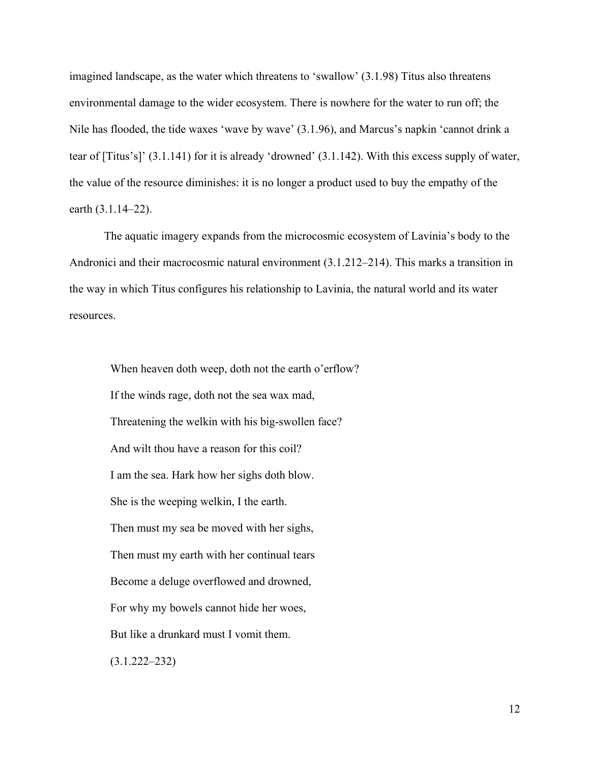imagined landscape, as the water which threatens to 'swallow' (3.1.98) Titus also threatens environmental damage to the wider ecosystem. There is nowhere for the water to run off; the Nile has flooded, the tide waxes 'wave by wave' (3.1.96), and Marcus's napkin 'cannot drink a tear of [Titus's]' (3.1.141) for it is already 'drowned' (3.1.142). With this excess supply of water, the value of the resource diminishes: it is no longer a product used to buy the empathy of the earth (3.1.14–22).

The aquatic imagery expands from the microcosmic ecosystem of Lavinia's body to the Andronici and their macrocosmic natural environment (3.1.212–214). This marks a transition in the way in which Titus configures his relationship to Lavinia, the natural world and its water resources.

> When heaven doth weep, doth not the earth o'erflow?
>
> If the winds rage, doth not the sea wax mad,
>
> Threatening the welkin with his big-swollen face?
>
> And wilt thou have a reason for this coil?
>
> I am the sea. Hark how her sighs doth blow.
>
> She is the weeping welkin, I the earth.
>
> Then must my sea be moved with her sighs,
>
> Then must my earth with her continual tears
>
> Become a deluge overflowed and drowned,
>
> For why my bowels cannot hide her woes,
>
> But like a drunkard must I vomit them.
>
> (3.1.222–232)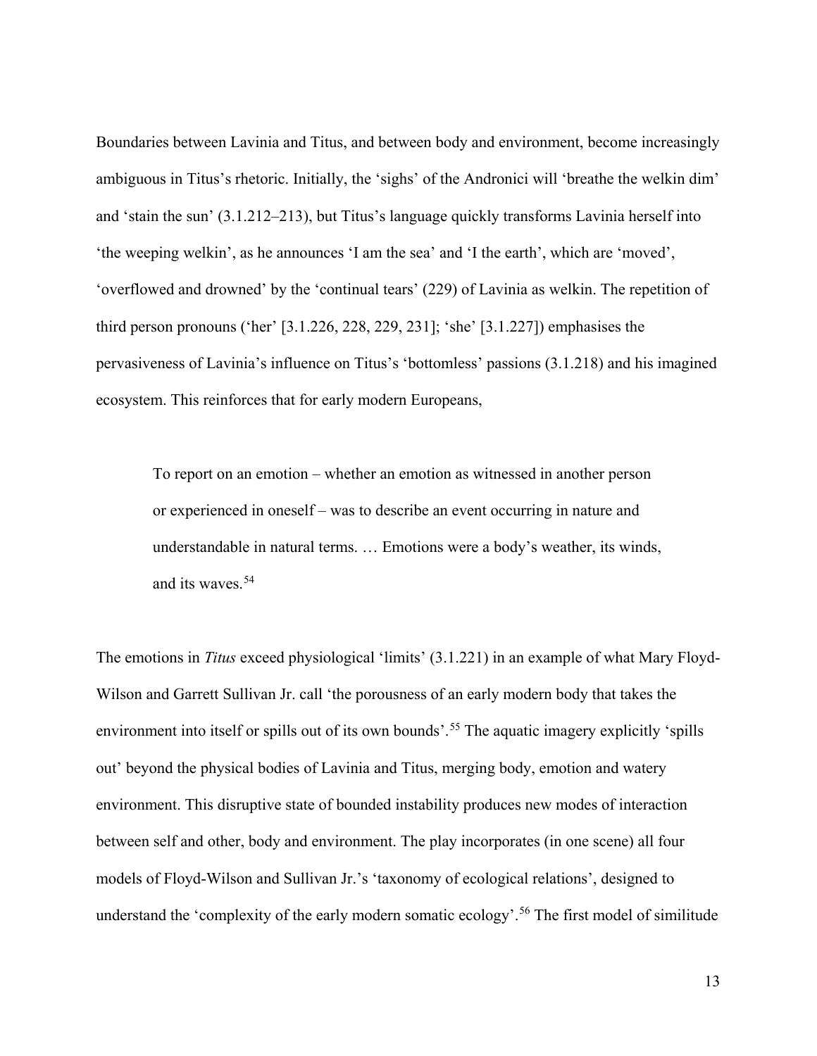Boundaries between Lavinia and Titus, and between body and environment, become increasingly ambiguous in Titus's rhetoric. Initially, the 'sighs' of the Andronici will 'breathe the welkin dim' and 'stain the sun' (3.1.212–213), but Titus's language quickly transforms Lavinia herself into 'the weeping welkin', as he announces 'I am the sea' and 'I the earth', which are 'moved', 'overflowed and drowned' by the 'continual tears' (229) of Lavinia as welkin. The repetition of third person pronouns ('her' [3.1.226, 228, 229, 231]; 'she' [3.1.227]) emphasises the pervasiveness of Lavinia's influence on Titus's 'bottomless' passions (3.1.218) and his imagined ecosystem. This reinforces that for early modern Europeans,

> To report on an emotion – whether an emotion as witnessed in another person or experienced in oneself – was to describe an event occurring in nature and understandable in natural terms. … Emotions were a body's weather, its winds, and its waves.[54]

The emotions in *Titus* exceed physiological 'limits' (3.1.221) in an example of what Mary Floyd-Wilson and Garrett Sullivan Jr. call 'the porousness of an early modern body that takes the environment into itself or spills out of its own bounds'.[55] The aquatic imagery explicitly 'spills out' beyond the physical bodies of Lavinia and Titus, merging body, emotion and watery environment. This disruptive state of bounded instability produces new modes of interaction between self and other, body and environment. The play incorporates (in one scene) all four models of Floyd-Wilson and Sullivan Jr.'s 'taxonomy of ecological relations', designed to understand the 'complexity of the early modern somatic ecology'.[56] The first model of similitude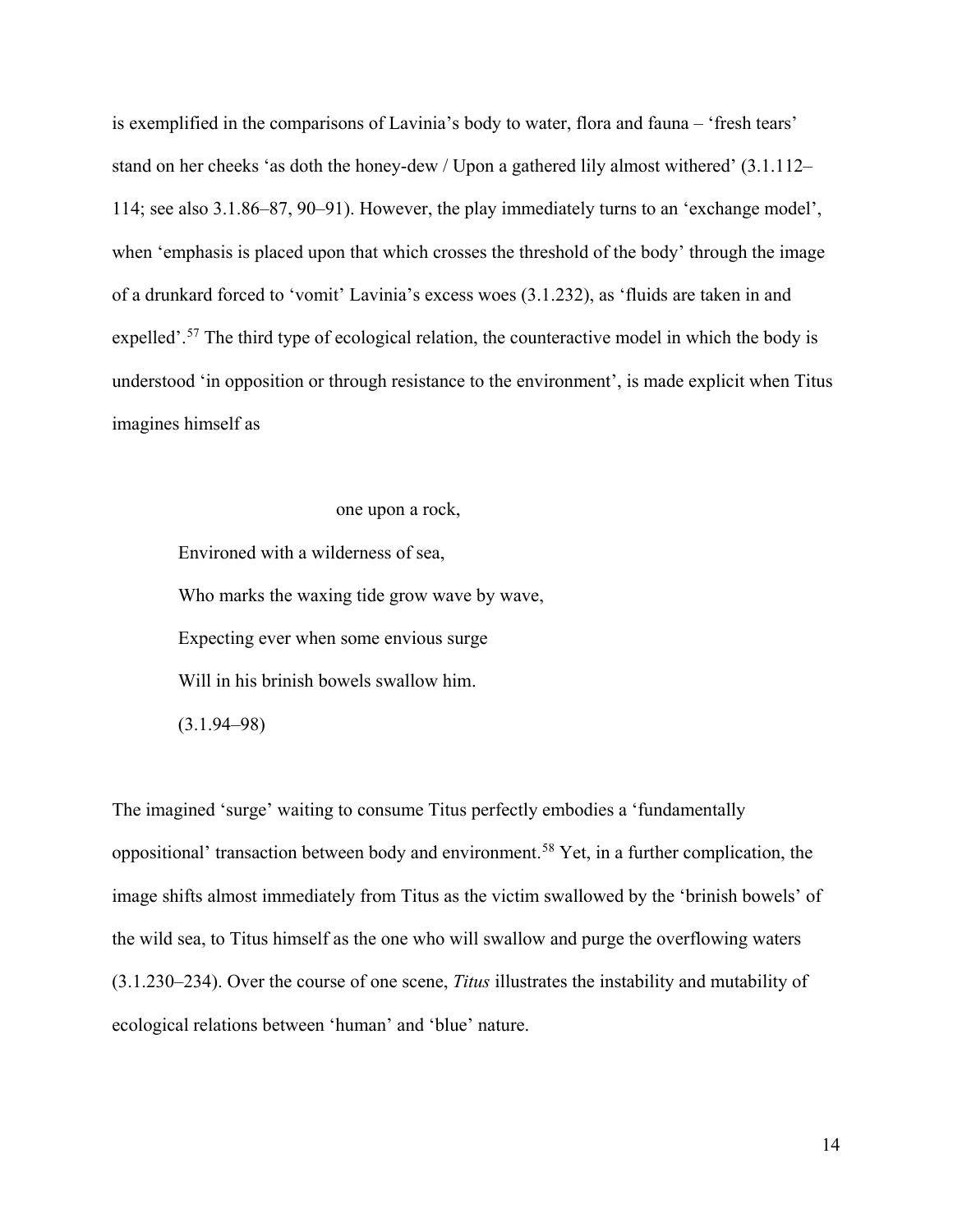is exemplified in the comparisons of Lavinia's body to water, flora and fauna – 'fresh tears' stand on her cheeks 'as doth the honey-dew / Upon a gathered lily almost withered' (3.1.112–114; see also 3.1.86–87, 90–91). However, the play immediately turns to an 'exchange model', when 'emphasis is placed upon that which crosses the threshold of the body' through the image of a drunkard forced to 'vomit' Lavinia's excess woes (3.1.232), as 'fluids are taken in and expelled'.[57] The third type of ecological relation, the counteractive model in which the body is understood 'in opposition or through resistance to the environment', is made explicit when Titus imagines himself as

> one upon a rock,
>
> Environed with a wilderness of sea,
>
> Who marks the waxing tide grow wave by wave,
>
> Expecting ever when some envious surge
>
> Will in his brinish bowels swallow him.
>
> (3.1.94–98)

The imagined 'surge' waiting to consume Titus perfectly embodies a 'fundamentally oppositional' transaction between body and environment.[58] Yet, in a further complication, the image shifts almost immediately from Titus as the victim swallowed by the 'brinish bowels' of the wild sea, to Titus himself as the one who will swallow and purge the overflowing waters (3.1.230–234). Over the course of one scene, *Titus* illustrates the instability and mutability of ecological relations between 'human' and 'blue' nature.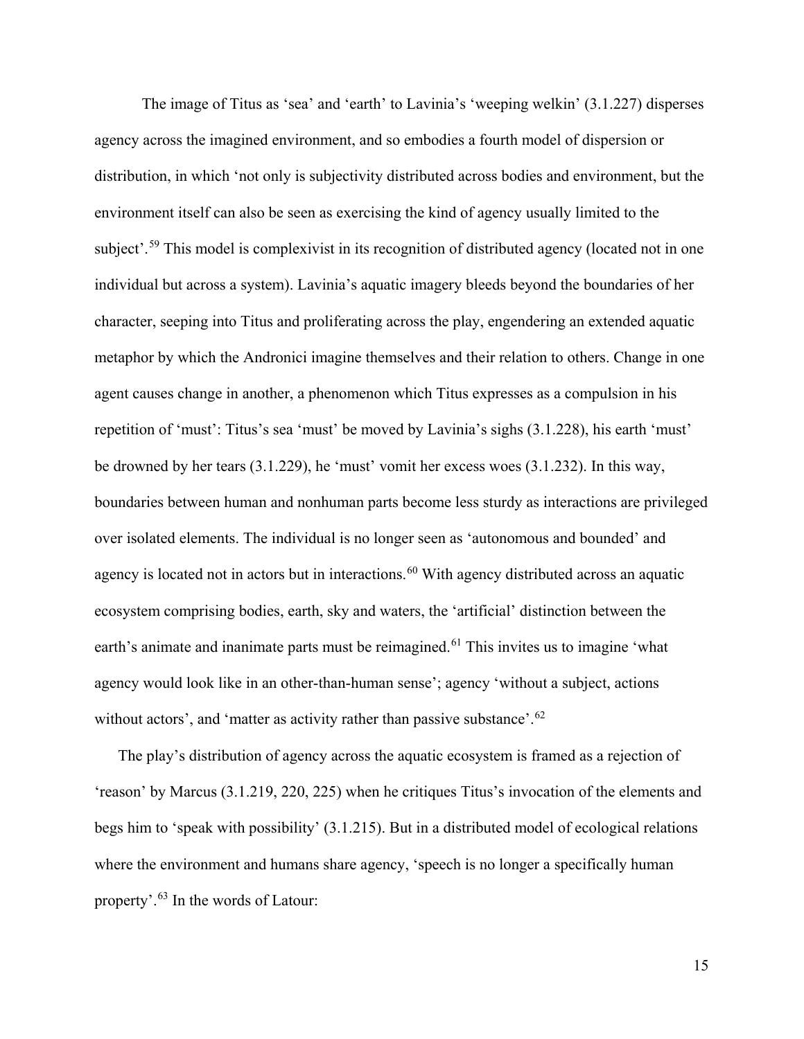The image of Titus as 'sea' and 'earth' to Lavinia's 'weeping welkin' (3.1.227) disperses agency across the imagined environment, and so embodies a fourth model of dispersion or distribution, in which 'not only is subjectivity distributed across bodies and environment, but the environment itself can also be seen as exercising the kind of agency usually limited to the subject'.[59] This model is complexivist in its recognition of distributed agency (located not in one individual but across a system). Lavinia's aquatic imagery bleeds beyond the boundaries of her character, seeping into Titus and proliferating across the play, engendering an extended aquatic metaphor by which the Andronici imagine themselves and their relation to others. Change in one agent causes change in another, a phenomenon which Titus expresses as a compulsion in his repetition of 'must': Titus's sea 'must' be moved by Lavinia's sighs (3.1.228), his earth 'must' be drowned by her tears (3.1.229), he 'must' vomit her excess woes (3.1.232). In this way, boundaries between human and nonhuman parts become less sturdy as interactions are privileged over isolated elements. The individual is no longer seen as 'autonomous and bounded' and agency is located not in actors but in interactions.[60] With agency distributed across an aquatic ecosystem comprising bodies, earth, sky and waters, the 'artificial' distinction between the earth's animate and inanimate parts must be reimagined.[61] This invites us to imagine 'what agency would look like in an other-than-human sense'; agency 'without a subject, actions without actors', and 'matter as activity rather than passive substance'.[62]

The play's distribution of agency across the aquatic ecosystem is framed as a rejection of 'reason' by Marcus (3.1.219, 220, 225) when he critiques Titus's invocation of the elements and begs him to 'speak with possibility' (3.1.215). But in a distributed model of ecological relations where the environment and humans share agency, 'speech is no longer a specifically human property'.[63] In the words of Latour: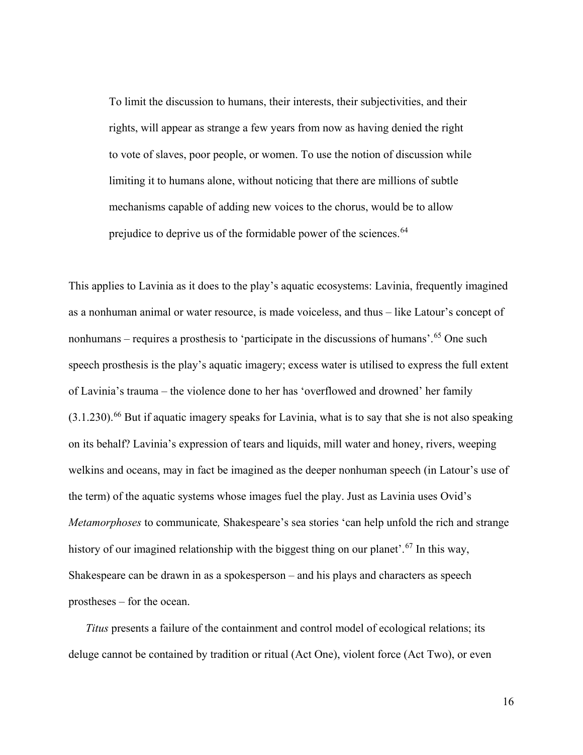> To limit the discussion to humans, their interests, their subjectivities, and their rights, will appear as strange a few years from now as having denied the right to vote of slaves, poor people, or women. To use the notion of discussion while limiting it to humans alone, without noticing that there are millions of subtle mechanisms capable of adding new voices to the chorus, would be to allow prejudice to deprive us of the formidable power of the sciences.[64]

This applies to Lavinia as it does to the play's aquatic ecosystems: Lavinia, frequently imagined as a nonhuman animal or water resource, is made voiceless, and thus – like Latour's concept of nonhumans – requires a prosthesis to 'participate in the discussions of humans'.[65] One such speech prosthesis is the play's aquatic imagery; excess water is utilised to express the full extent of Lavinia's trauma – the violence done to her has 'overflowed and drowned' her family (3.1.230).[66] But if aquatic imagery speaks for Lavinia, what is to say that she is not also speaking on its behalf? Lavinia's expression of tears and liquids, mill water and honey, rivers, weeping welkins and oceans, may in fact be imagined as the deeper nonhuman speech (in Latour's use of the term) of the aquatic systems whose images fuel the play. Just as Lavinia uses Ovid's *Metamorphoses* to communicate, Shakespeare's sea stories 'can help unfold the rich and strange history of our imagined relationship with the biggest thing on our planet'.[67] In this way, Shakespeare can be drawn in as a spokesperson – and his plays and characters as speech prostheses – for the ocean.

*Titus* presents a failure of the containment and control model of ecological relations; its deluge cannot be contained by tradition or ritual (Act One), violent force (Act Two), or even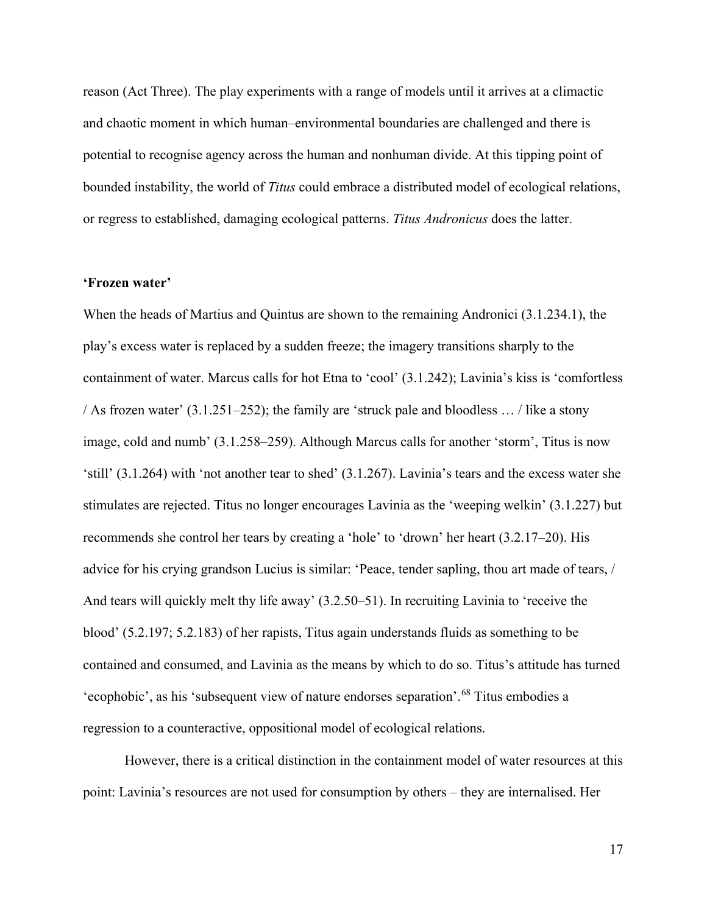reason (Act Three). The play experiments with a range of models until it arrives at a climactic and chaotic moment in which human–environmental boundaries are challenged and there is potential to recognise agency across the human and nonhuman divide. At this tipping point of bounded instability, the world of *Titus* could embrace a distributed model of ecological relations, or regress to established, damaging ecological patterns. *Titus Andronicus* does the latter.

## **'Frozen water'**

When the heads of Martius and Quintus are shown to the remaining Andronici (3.1.234.1), the play's excess water is replaced by a sudden freeze; the imagery transitions sharply to the containment of water. Marcus calls for hot Etna to 'cool' (3.1.242); Lavinia's kiss is 'comfortless / As frozen water' (3.1.251–252); the family are 'struck pale and bloodless … / like a stony image, cold and numb' (3.1.258–259). Although Marcus calls for another 'storm', Titus is now 'still' (3.1.264) with 'not another tear to shed' (3.1.267). Lavinia's tears and the excess water she stimulates are rejected. Titus no longer encourages Lavinia as the 'weeping welkin' (3.1.227) but recommends she control her tears by creating a 'hole' to 'drown' her heart (3.2.17–20). His advice for his crying grandson Lucius is similar: 'Peace, tender sapling, thou art made of tears, / And tears will quickly melt thy life away' (3.2.50–51). In recruiting Lavinia to 'receive the blood' (5.2.197; 5.2.183) of her rapists, Titus again understands fluids as something to be contained and consumed, and Lavinia as the means by which to do so. Titus's attitude has turned 'ecophobic', as his 'subsequent view of nature endorses separation'.[68] Titus embodies a regression to a counteractive, oppositional model of ecological relations.

However, there is a critical distinction in the containment model of water resources at this point: Lavinia's resources are not used for consumption by others – they are internalised. Her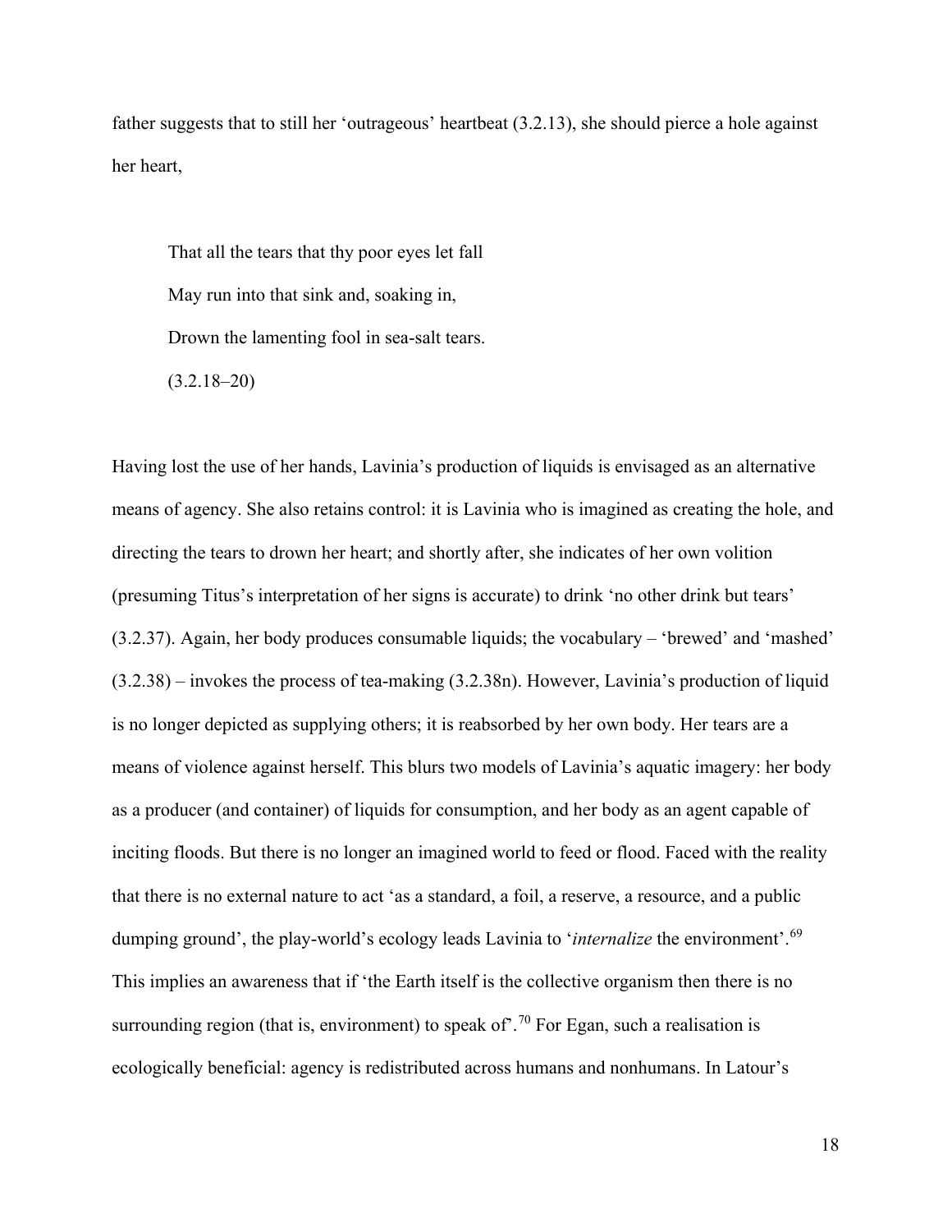father suggests that to still her 'outrageous' heartbeat (3.2.13), she should pierce a hole against her heart,

> That all the tears that thy poor eyes let fall
> May run into that sink and, soaking in,
> Drown the lamenting fool in sea-salt tears.
> (3.2.18–20)

Having lost the use of her hands, Lavinia's production of liquids is envisaged as an alternative means of agency. She also retains control: it is Lavinia who is imagined as creating the hole, and directing the tears to drown her heart; and shortly after, she indicates of her own volition (presuming Titus's interpretation of her signs is accurate) to drink 'no other drink but tears' (3.2.37). Again, her body produces consumable liquids; the vocabulary – 'brewed' and 'mashed' (3.2.38) – invokes the process of tea-making (3.2.38n). However, Lavinia's production of liquid is no longer depicted as supplying others; it is reabsorbed by her own body. Her tears are a means of violence against herself. This blurs two models of Lavinia's aquatic imagery: her body as a producer (and container) of liquids for consumption, and her body as an agent capable of inciting floods. But there is no longer an imagined world to feed or flood. Faced with the reality that there is no external nature to act 'as a standard, a foil, a reserve, a resource, and a public dumping ground', the play-world's ecology leads Lavinia to '*internalize* the environment'.[69] This implies an awareness that if 'the Earth itself is the collective organism then there is no surrounding region (that is, environment) to speak of'.[70] For Egan, such a realisation is ecologically beneficial: agency is redistributed across humans and nonhumans. In Latour's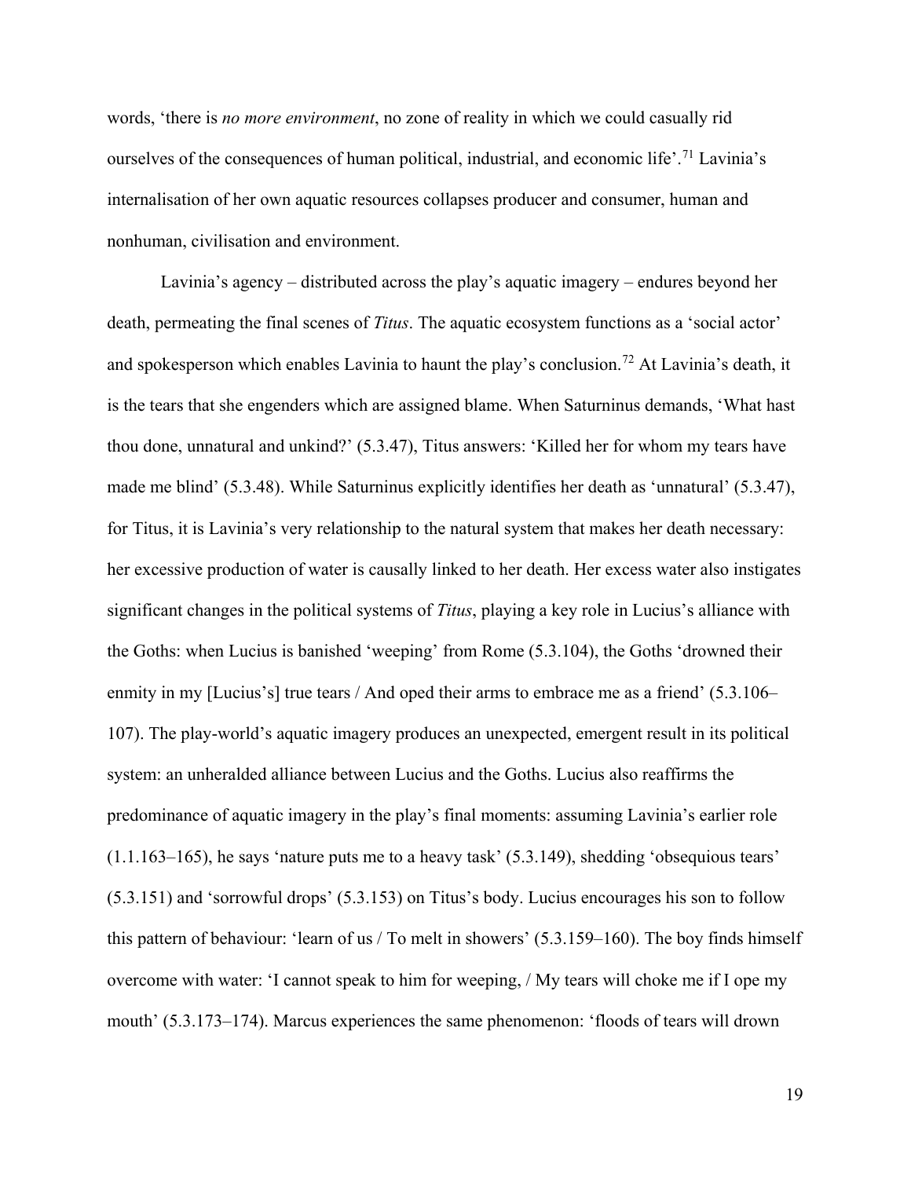words, 'there is *no more environment*, no zone of reality in which we could casually rid ourselves of the consequences of human political, industrial, and economic life'.[71] Lavinia's internalisation of her own aquatic resources collapses producer and consumer, human and nonhuman, civilisation and environment.

Lavinia's agency – distributed across the play's aquatic imagery – endures beyond her death, permeating the final scenes of *Titus*. The aquatic ecosystem functions as a 'social actor' and spokesperson which enables Lavinia to haunt the play's conclusion.[72] At Lavinia's death, it is the tears that she engenders which are assigned blame. When Saturninus demands, 'What hast thou done, unnatural and unkind?' (5.3.47), Titus answers: 'Killed her for whom my tears have made me blind' (5.3.48). While Saturninus explicitly identifies her death as 'unnatural' (5.3.47), for Titus, it is Lavinia's very relationship to the natural system that makes her death necessary: her excessive production of water is causally linked to her death. Her excess water also instigates significant changes in the political systems of *Titus*, playing a key role in Lucius's alliance with the Goths: when Lucius is banished 'weeping' from Rome (5.3.104), the Goths 'drowned their enmity in my [Lucius's] true tears / And oped their arms to embrace me as a friend' (5.3.106–107). The play-world's aquatic imagery produces an unexpected, emergent result in its political system: an unheralded alliance between Lucius and the Goths. Lucius also reaffirms the predominance of aquatic imagery in the play's final moments: assuming Lavinia's earlier role (1.1.163–165), he says 'nature puts me to a heavy task' (5.3.149), shedding 'obsequious tears' (5.3.151) and 'sorrowful drops' (5.3.153) on Titus's body. Lucius encourages his son to follow this pattern of behaviour: 'learn of us / To melt in showers' (5.3.159–160). The boy finds himself overcome with water: 'I cannot speak to him for weeping, / My tears will choke me if I ope my mouth' (5.3.173–174). Marcus experiences the same phenomenon: 'floods of tears will drown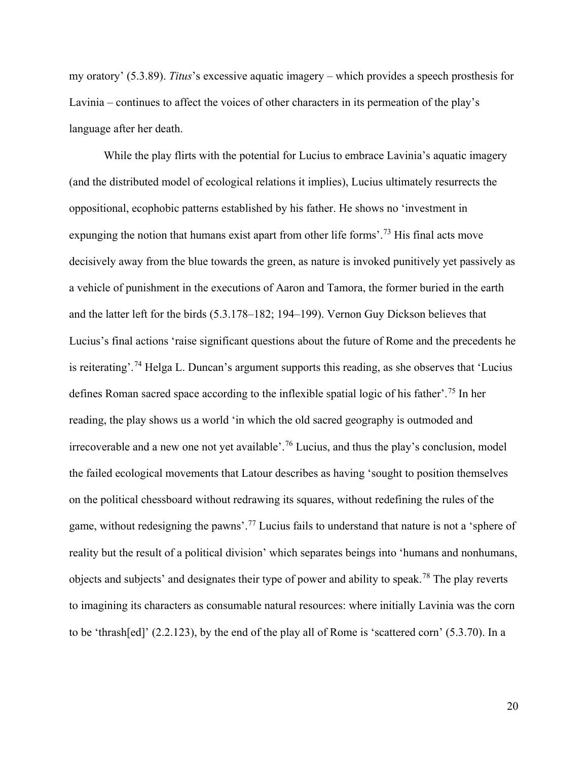my oratory' (5.3.89). *Titus*'s excessive aquatic imagery – which provides a speech prosthesis for Lavinia – continues to affect the voices of other characters in its permeation of the play's language after her death.

While the play flirts with the potential for Lucius to embrace Lavinia's aquatic imagery (and the distributed model of ecological relations it implies), Lucius ultimately resurrects the oppositional, ecophobic patterns established by his father. He shows no 'investment in expunging the notion that humans exist apart from other life forms'.[73] His final acts move decisively away from the blue towards the green, as nature is invoked punitively yet passively as a vehicle of punishment in the executions of Aaron and Tamora, the former buried in the earth and the latter left for the birds (5.3.178–182; 194–199). Vernon Guy Dickson believes that Lucius's final actions 'raise significant questions about the future of Rome and the precedents he is reiterating'.[74] Helga L. Duncan's argument supports this reading, as she observes that 'Lucius defines Roman sacred space according to the inflexible spatial logic of his father'.[75] In her reading, the play shows us a world 'in which the old sacred geography is outmoded and irrecoverable and a new one not yet available'.[76] Lucius, and thus the play's conclusion, model the failed ecological movements that Latour describes as having 'sought to position themselves on the political chessboard without redrawing its squares, without redefining the rules of the game, without redesigning the pawns'.[77] Lucius fails to understand that nature is not a 'sphere of reality but the result of a political division' which separates beings into 'humans and nonhumans, objects and subjects' and designates their type of power and ability to speak.[78] The play reverts to imagining its characters as consumable natural resources: where initially Lavinia was the corn to be 'thrash[ed]' (2.2.123), by the end of the play all of Rome is 'scattered corn' (5.3.70). In a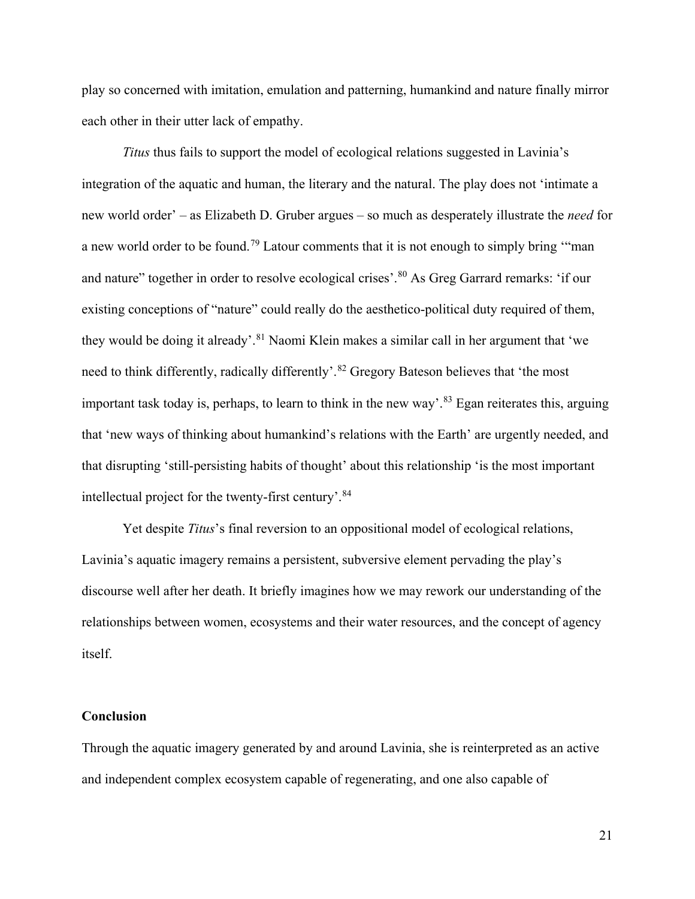play so concerned with imitation, emulation and patterning, humankind and nature finally mirror each other in their utter lack of empathy.

*Titus* thus fails to support the model of ecological relations suggested in Lavinia's integration of the aquatic and human, the literary and the natural. The play does not 'intimate a new world order' – as Elizabeth D. Gruber argues – so much as desperately illustrate the *need* for a new world order to be found.[79] Latour comments that it is not enough to simply bring '"man and nature" together in order to resolve ecological crises'.[80] As Greg Garrard remarks: 'if our existing conceptions of "nature" could really do the aesthetico-political duty required of them, they would be doing it already'.[81] Naomi Klein makes a similar call in her argument that 'we need to think differently, radically differently'.[82] Gregory Bateson believes that 'the most important task today is, perhaps, to learn to think in the new way'.[83] Egan reiterates this, arguing that 'new ways of thinking about humankind's relations with the Earth' are urgently needed, and that disrupting 'still-persisting habits of thought' about this relationship 'is the most important intellectual project for the twenty-first century'.[84]

Yet despite *Titus*'s final reversion to an oppositional model of ecological relations, Lavinia's aquatic imagery remains a persistent, subversive element pervading the play's discourse well after her death. It briefly imagines how we may rework our understanding of the relationships between women, ecosystems and their water resources, and the concept of agency itself.

## Conclusion

Through the aquatic imagery generated by and around Lavinia, she is reinterpreted as an active and independent complex ecosystem capable of regenerating, and one also capable of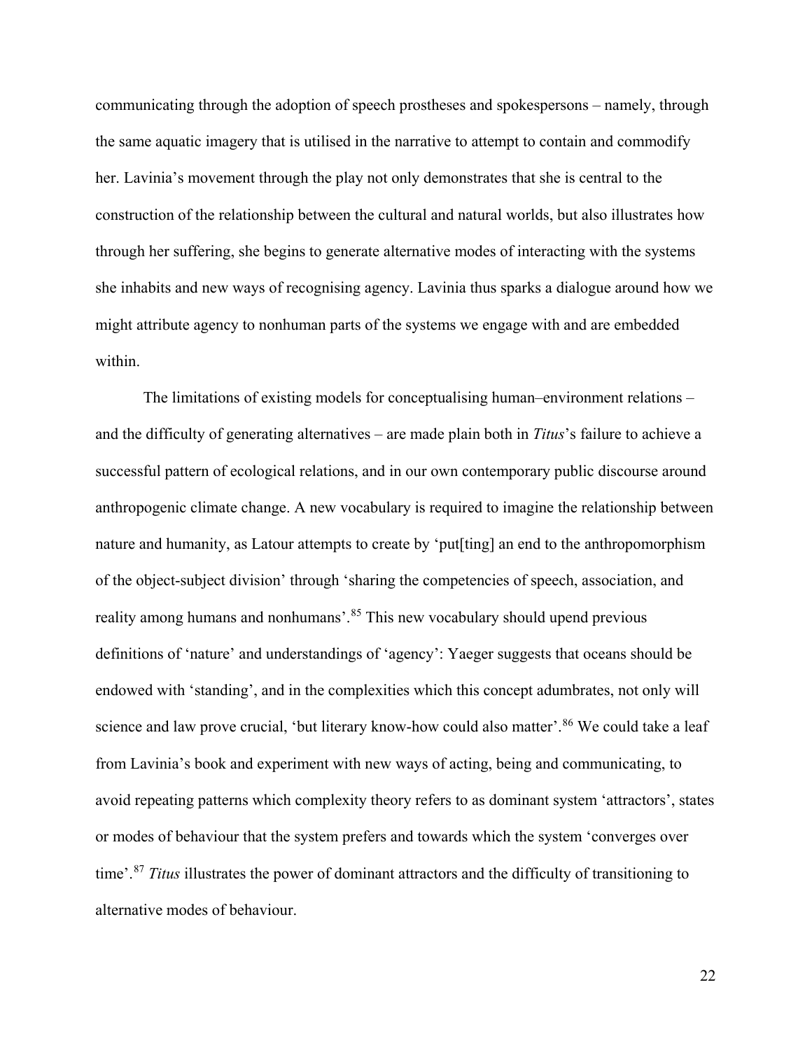communicating through the adoption of speech prostheses and spokespersons – namely, through the same aquatic imagery that is utilised in the narrative to attempt to contain and commodify her. Lavinia's movement through the play not only demonstrates that she is central to the construction of the relationship between the cultural and natural worlds, but also illustrates how through her suffering, she begins to generate alternative modes of interacting with the systems she inhabits and new ways of recognising agency. Lavinia thus sparks a dialogue around how we might attribute agency to nonhuman parts of the systems we engage with and are embedded within.

The limitations of existing models for conceptualising human–environment relations – and the difficulty of generating alternatives – are made plain both in *Titus*'s failure to achieve a successful pattern of ecological relations, and in our own contemporary public discourse around anthropogenic climate change. A new vocabulary is required to imagine the relationship between nature and humanity, as Latour attempts to create by 'put[ting] an end to the anthropomorphism of the object-subject division' through 'sharing the competencies of speech, association, and reality among humans and nonhumans'.[85] This new vocabulary should upend previous definitions of 'nature' and understandings of 'agency': Yaeger suggests that oceans should be endowed with 'standing', and in the complexities which this concept adumbrates, not only will science and law prove crucial, 'but literary know-how could also matter'.[86] We could take a leaf from Lavinia's book and experiment with new ways of acting, being and communicating, to avoid repeating patterns which complexity theory refers to as dominant system 'attractors', states or modes of behaviour that the system prefers and towards which the system 'converges over time'.[87] *Titus* illustrates the power of dominant attractors and the difficulty of transitioning to alternative modes of behaviour.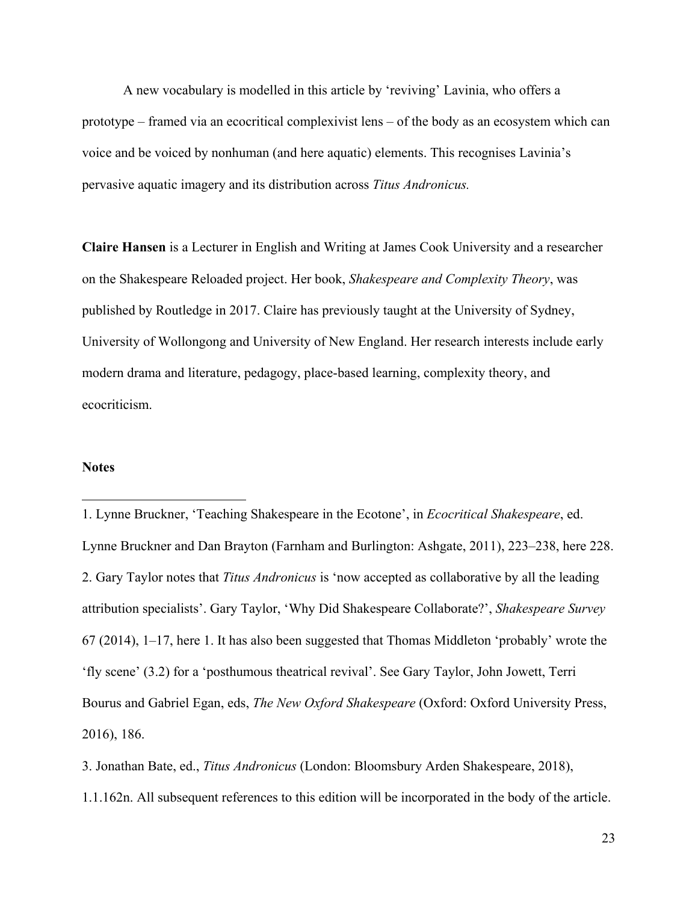A new vocabulary is modelled in this article by ‘reviving’ Lavinia, who offers a prototype – framed via an ecocritical complexivist lens – of the body as an ecosystem which can voice and be voiced by nonhuman (and here aquatic) elements. This recognises Lavinia’s pervasive aquatic imagery and its distribution across *Titus Andronicus.*

**Claire Hansen** is a Lecturer in English and Writing at James Cook University and a researcher on the Shakespeare Reloaded project. Her book, *Shakespeare and Complexity Theory*, was published by Routledge in 2017. Claire has previously taught at the University of Sydney, University of Wollongong and University of New England. Her research interests include early modern drama and literature, pedagogy, place-based learning, complexity theory, and ecocriticism.

**Notes**

1. Lynne Bruckner, ‘Teaching Shakespeare in the Ecotone’, in *Ecocritical Shakespeare*, ed. Lynne Bruckner and Dan Brayton (Farnham and Burlington: Ashgate, 2011), 223–238, here 228.
2. Gary Taylor notes that *Titus Andronicus* is ‘now accepted as collaborative by all the leading attribution specialists’. Gary Taylor, ‘Why Did Shakespeare Collaborate?’, *Shakespeare Survey* 67 (2014), 1–17, here 1. It has also been suggested that Thomas Middleton ‘probably’ wrote the ‘fly scene’ (3.2) for a ‘posthumous theatrical revival’. See Gary Taylor, John Jowett, Terri Bourus and Gabriel Egan, eds, *The New Oxford Shakespeare* (Oxford: Oxford University Press, 2016), 186.
3. Jonathan Bate, ed., *Titus Andronicus* (London: Bloomsbury Arden Shakespeare, 2018), 1.1.162n. All subsequent references to this edition will be incorporated in the body of the article.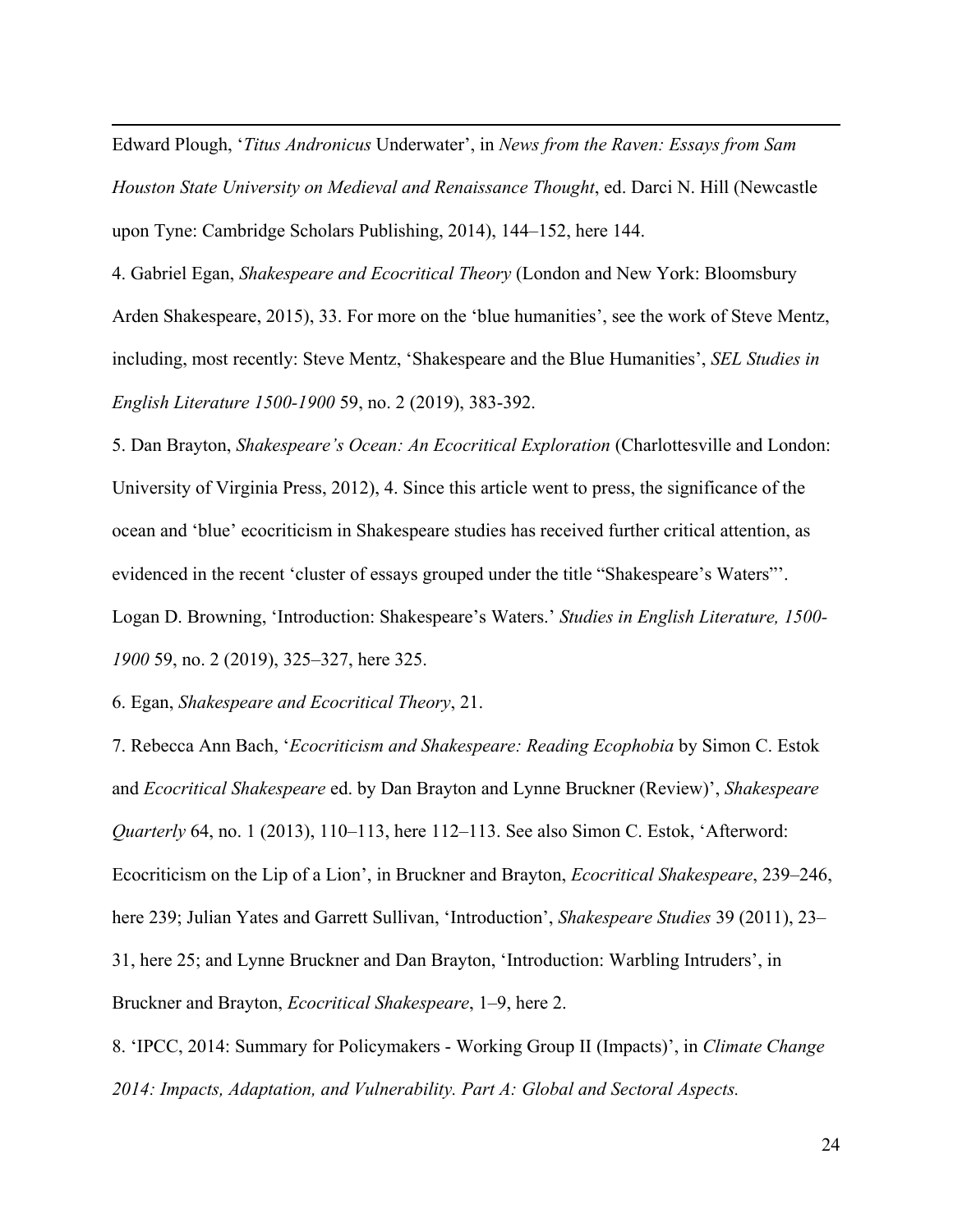Edward Plough, '*Titus Andronicus* Underwater', in *News from the Raven: Essays from Sam Houston State University on Medieval and Renaissance Thought*, ed. Darci N. Hill (Newcastle upon Tyne: Cambridge Scholars Publishing, 2014), 144–152, here 144.

4. Gabriel Egan, *Shakespeare and Ecocritical Theory* (London and New York: Bloomsbury Arden Shakespeare, 2015), 33. For more on the 'blue humanities', see the work of Steve Mentz, including, most recently: Steve Mentz, 'Shakespeare and the Blue Humanities', *SEL Studies in English Literature 1500-1900* 59, no. 2 (2019), 383-392.

5. Dan Brayton, *Shakespeare's Ocean: An Ecocritical Exploration* (Charlottesville and London: University of Virginia Press, 2012), 4. Since this article went to press, the significance of the ocean and 'blue' ecocriticism in Shakespeare studies has received further critical attention, as evidenced in the recent 'cluster of essays grouped under the title "Shakespeare's Waters"'. Logan D. Browning, 'Introduction: Shakespeare's Waters.' *Studies in English Literature, 1500-1900* 59, no. 2 (2019), 325–327, here 325.

6. Egan, *Shakespeare and Ecocritical Theory*, 21.

7. Rebecca Ann Bach, '*Ecocriticism and Shakespeare: Reading Ecophobia* by Simon C. Estok and *Ecocritical Shakespeare* ed. by Dan Brayton and Lynne Bruckner (Review)', *Shakespeare Quarterly* 64, no. 1 (2013), 110–113, here 112–113. See also Simon C. Estok, 'Afterword: Ecocriticism on the Lip of a Lion', in Bruckner and Brayton, *Ecocritical Shakespeare*, 239–246, here 239; Julian Yates and Garrett Sullivan, 'Introduction', *Shakespeare Studies* 39 (2011), 23–31, here 25; and Lynne Bruckner and Dan Brayton, 'Introduction: Warbling Intruders', in Bruckner and Brayton, *Ecocritical Shakespeare*, 1–9, here 2.

8. 'IPCC, 2014: Summary for Policymakers - Working Group II (Impacts)', in *Climate Change 2014: Impacts, Adaptation, and Vulnerability. Part A: Global and Sectoral Aspects.*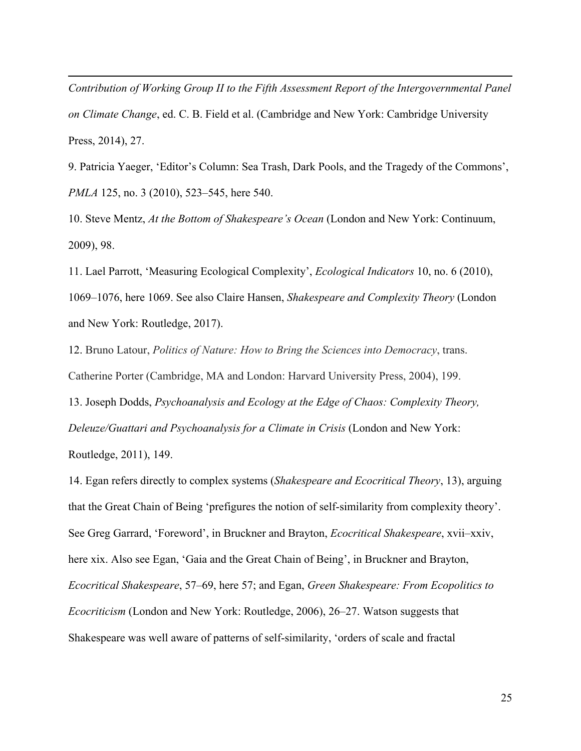*Contribution of Working Group II to the Fifth Assessment Report of the Intergovernmental Panel on Climate Change*, ed. C. B. Field et al. (Cambridge and New York: Cambridge University Press, 2014), 27.

9. Patricia Yaeger, 'Editor's Column: Sea Trash, Dark Pools, and the Tragedy of the Commons', *PMLA* 125, no. 3 (2010), 523–545, here 540.

10. Steve Mentz, *At the Bottom of Shakespeare's Ocean* (London and New York: Continuum, 2009), 98.

11. Lael Parrott, 'Measuring Ecological Complexity', *Ecological Indicators* 10, no. 6 (2010), 1069–1076, here 1069. See also Claire Hansen, *Shakespeare and Complexity Theory* (London and New York: Routledge, 2017).

12. Bruno Latour, *Politics of Nature: How to Bring the Sciences into Democracy*, trans. Catherine Porter (Cambridge, MA and London: Harvard University Press, 2004), 199.

13. Joseph Dodds, *Psychoanalysis and Ecology at the Edge of Chaos: Complexity Theory, Deleuze/Guattari and Psychoanalysis for a Climate in Crisis* (London and New York: Routledge, 2011), 149.

14. Egan refers directly to complex systems (*Shakespeare and Ecocritical Theory*, 13), arguing that the Great Chain of Being 'prefigures the notion of self-similarity from complexity theory'. See Greg Garrard, 'Foreword', in Bruckner and Brayton, *Ecocritical Shakespeare*, xvii–xxiv, here xix. Also see Egan, 'Gaia and the Great Chain of Being', in Bruckner and Brayton, *Ecocritical Shakespeare*, 57–69, here 57; and Egan, *Green Shakespeare: From Ecopolitics to Ecocriticism* (London and New York: Routledge, 2006), 26–27. Watson suggests that Shakespeare was well aware of patterns of self-similarity, 'orders of scale and fractal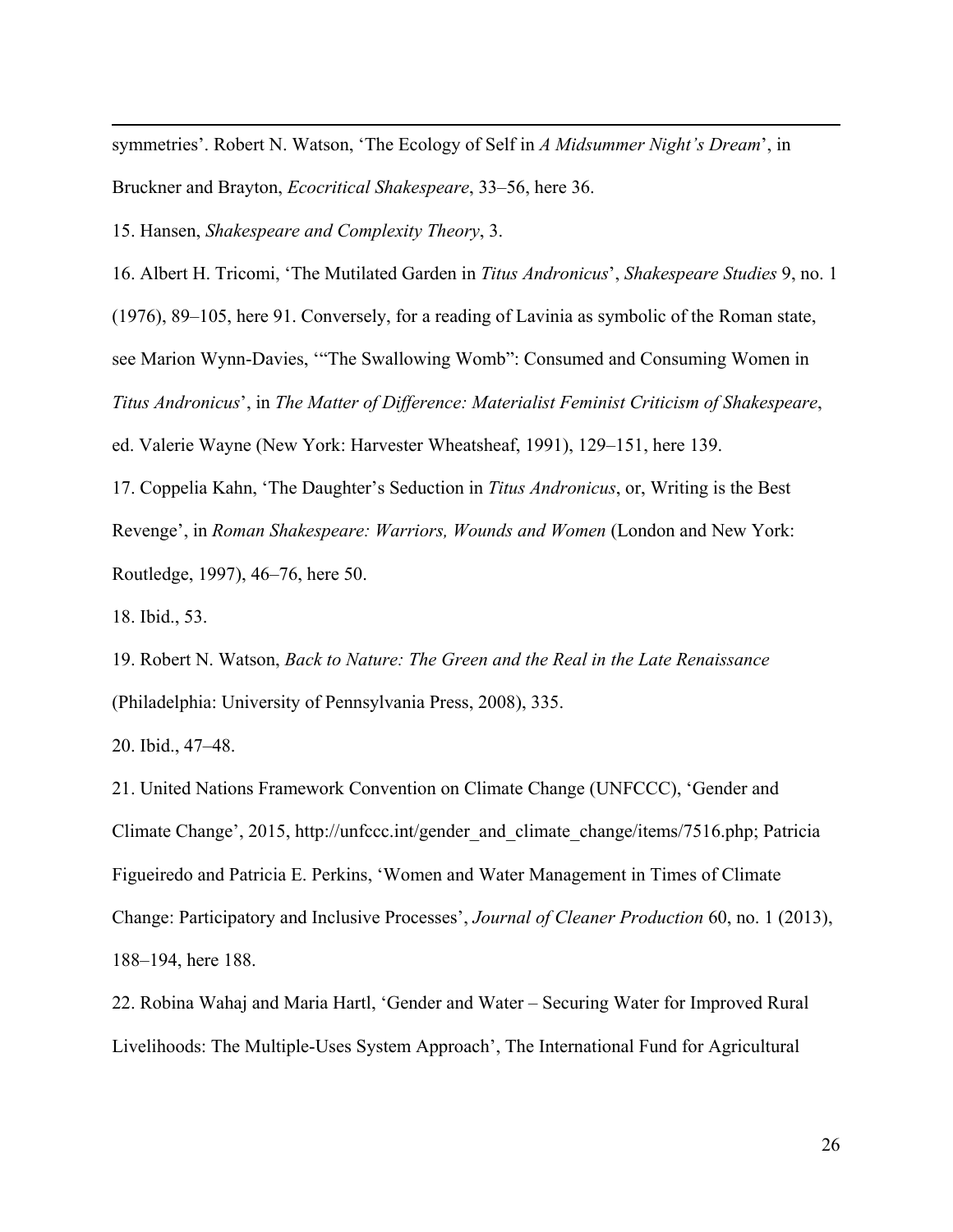symmetries'. Robert N. Watson, 'The Ecology of Self in *A Midsummer Night's Dream*', in Bruckner and Brayton, *Ecocritical Shakespeare*, 33–56, here 36.

15. Hansen, *Shakespeare and Complexity Theory*, 3.

16. Albert H. Tricomi, 'The Mutilated Garden in *Titus Andronicus*', *Shakespeare Studies* 9, no. 1 (1976), 89–105, here 91. Conversely, for a reading of Lavinia as symbolic of the Roman state, see Marion Wynn-Davies, '"The Swallowing Womb": Consumed and Consuming Women in *Titus Andronicus*', in *The Matter of Difference: Materialist Feminist Criticism of Shakespeare*, ed. Valerie Wayne (New York: Harvester Wheatsheaf, 1991), 129–151, here 139.

17. Coppelia Kahn, 'The Daughter's Seduction in *Titus Andronicus*, or, Writing is the Best Revenge', in *Roman Shakespeare: Warriors, Wounds and Women* (London and New York: Routledge, 1997), 46–76, here 50.

18. Ibid., 53.

19. Robert N. Watson, *Back to Nature: The Green and the Real in the Late Renaissance* (Philadelphia: University of Pennsylvania Press, 2008), 335.

20. Ibid., 47–48.

21. United Nations Framework Convention on Climate Change (UNFCCC), 'Gender and Climate Change', 2015, http://unfccc.int/gender_and_climate_change/items/7516.php; Patricia Figueiredo and Patricia E. Perkins, 'Women and Water Management in Times of Climate Change: Participatory and Inclusive Processes', *Journal of Cleaner Production* 60, no. 1 (2013), 188–194, here 188.

22. Robina Wahaj and Maria Hartl, 'Gender and Water – Securing Water for Improved Rural Livelihoods: The Multiple-Uses System Approach', The International Fund for Agricultural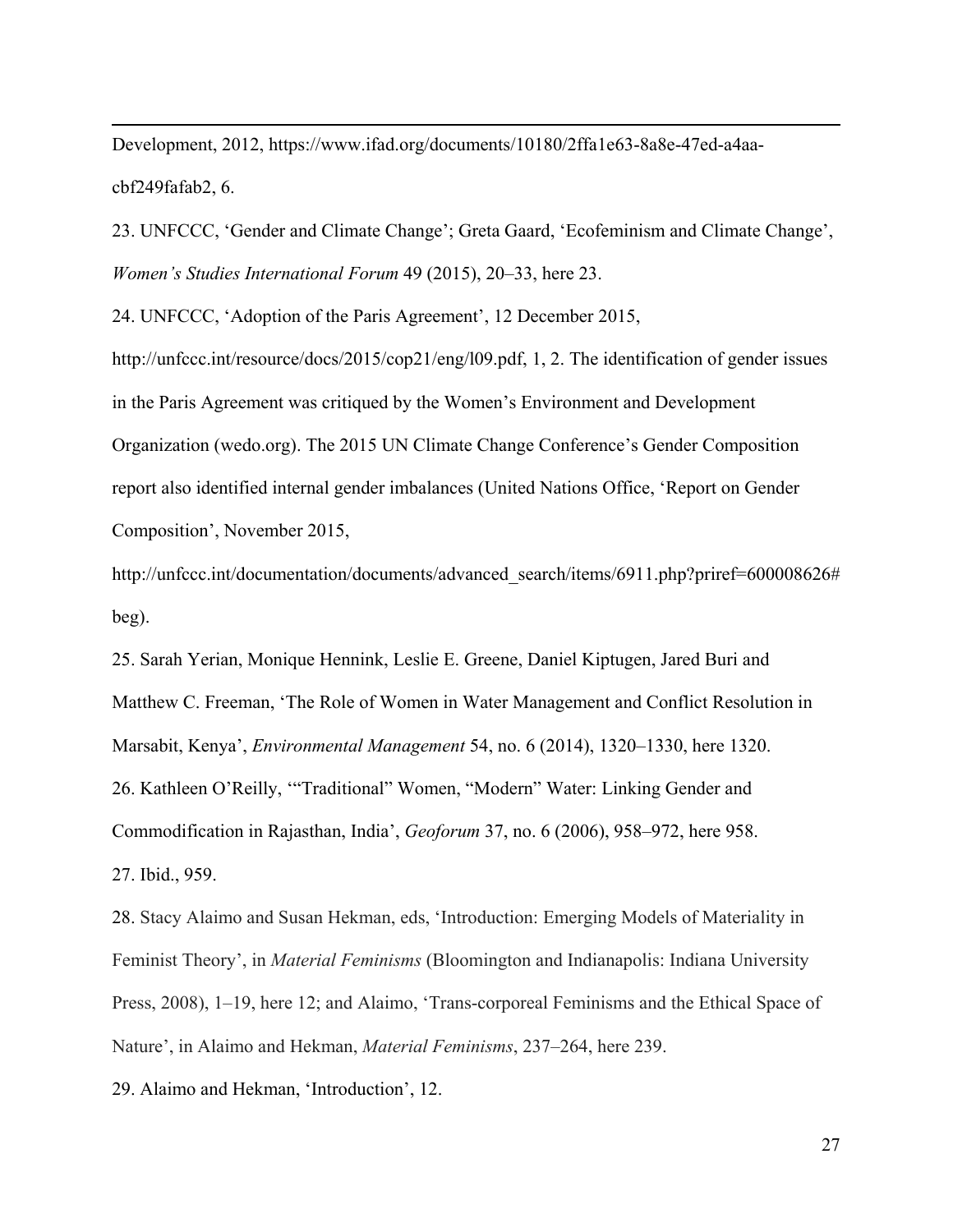Development, 2012, https://www.ifad.org/documents/10180/2ffa1e63-8a8e-47ed-a4aa-cbf249fafab2, 6.

23. UNFCCC, 'Gender and Climate Change'; Greta Gaard, 'Ecofeminism and Climate Change', *Women's Studies International Forum* 49 (2015), 20–33, here 23.

24. UNFCCC, 'Adoption of the Paris Agreement', 12 December 2015, http://unfccc.int/resource/docs/2015/cop21/eng/l09.pdf, 1, 2. The identification of gender issues in the Paris Agreement was critiqued by the Women's Environment and Development Organization (wedo.org). The 2015 UN Climate Change Conference's Gender Composition report also identified internal gender imbalances (United Nations Office, 'Report on Gender Composition', November 2015, http://unfccc.int/documentation/documents/advanced_search/items/6911.php?priref=600008626#beg).

25. Sarah Yerian, Monique Hennink, Leslie E. Greene, Daniel Kiptugen, Jared Buri and Matthew C. Freeman, 'The Role of Women in Water Management and Conflict Resolution in Marsabit, Kenya', *Environmental Management* 54, no. 6 (2014), 1320–1330, here 1320.

26. Kathleen O'Reilly, '"Traditional" Women, "Modern" Water: Linking Gender and Commodification in Rajasthan, India', *Geoforum* 37, no. 6 (2006), 958–972, here 958.

27. Ibid., 959.

28. Stacy Alaimo and Susan Hekman, eds, 'Introduction: Emerging Models of Materiality in Feminist Theory', in *Material Feminisms* (Bloomington and Indianapolis: Indiana University Press, 2008), 1–19, here 12; and Alaimo, 'Trans-corporeal Feminisms and the Ethical Space of Nature', in Alaimo and Hekman, *Material Feminisms*, 237–264, here 239.

29. Alaimo and Hekman, 'Introduction', 12.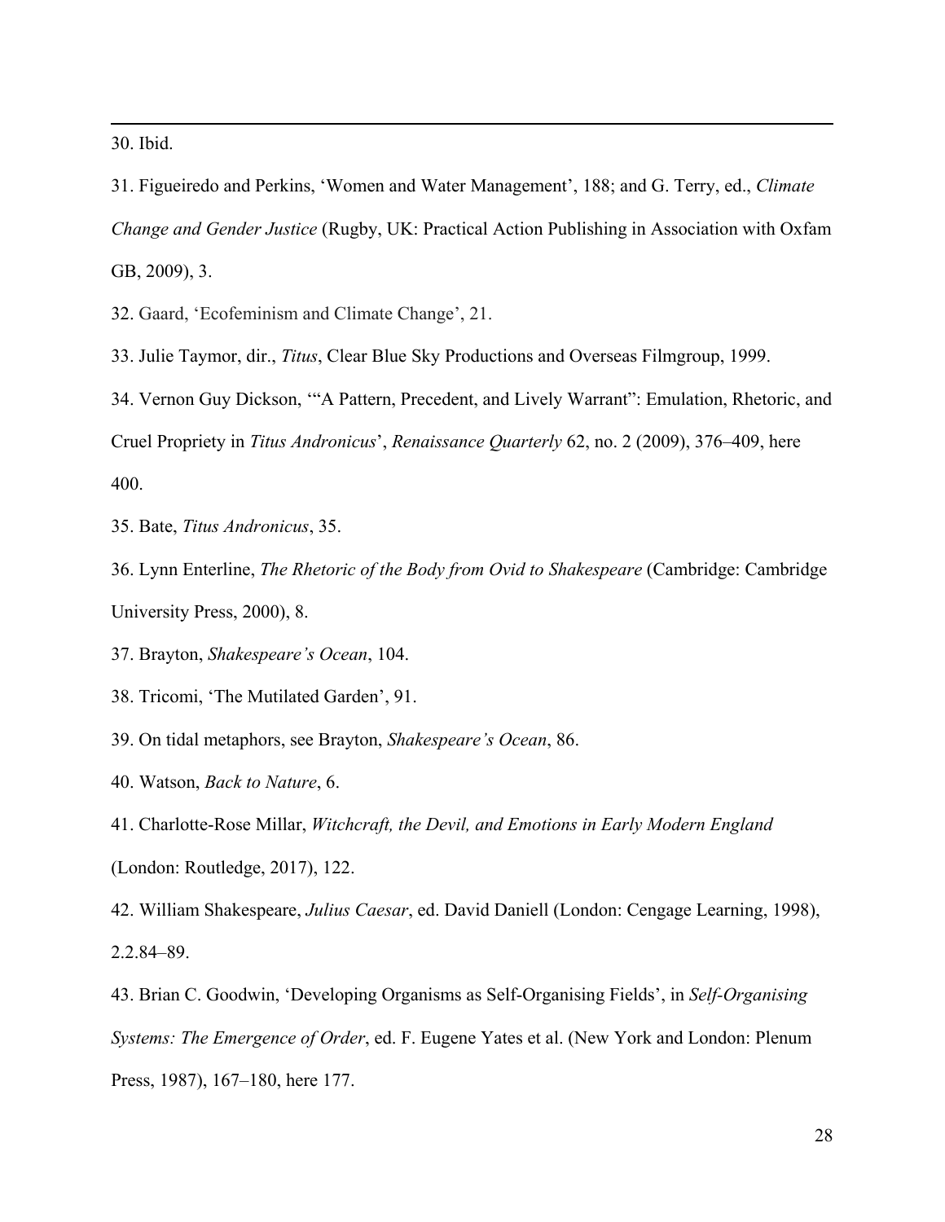30. Ibid.

31. Figueiredo and Perkins, 'Women and Water Management', 188; and G. Terry, ed., *Climate Change and Gender Justice* (Rugby, UK: Practical Action Publishing in Association with Oxfam GB, 2009), 3.

32. Gaard, 'Ecofeminism and Climate Change', 21.

33. Julie Taymor, dir., *Titus*, Clear Blue Sky Productions and Overseas Filmgroup, 1999.

34. Vernon Guy Dickson, '"A Pattern, Precedent, and Lively Warrant": Emulation, Rhetoric, and Cruel Propriety in *Titus Andronicus*', *Renaissance Quarterly* 62, no. 2 (2009), 376–409, here 400.

35. Bate, *Titus Andronicus*, 35.

36. Lynn Enterline, *The Rhetoric of the Body from Ovid to Shakespeare* (Cambridge: Cambridge University Press, 2000), 8.

37. Brayton, *Shakespeare's Ocean*, 104.

38. Tricomi, 'The Mutilated Garden', 91.

39. On tidal metaphors, see Brayton, *Shakespeare's Ocean*, 86.

40. Watson, *Back to Nature*, 6.

41. Charlotte-Rose Millar, *Witchcraft, the Devil, and Emotions in Early Modern England* (London: Routledge, 2017), 122.

42. William Shakespeare, *Julius Caesar*, ed. David Daniell (London: Cengage Learning, 1998), 2.2.84–89.

43. Brian C. Goodwin, 'Developing Organisms as Self-Organising Fields', in *Self-Organising Systems: The Emergence of Order*, ed. F. Eugene Yates et al. (New York and London: Plenum Press, 1987), 167–180, here 177.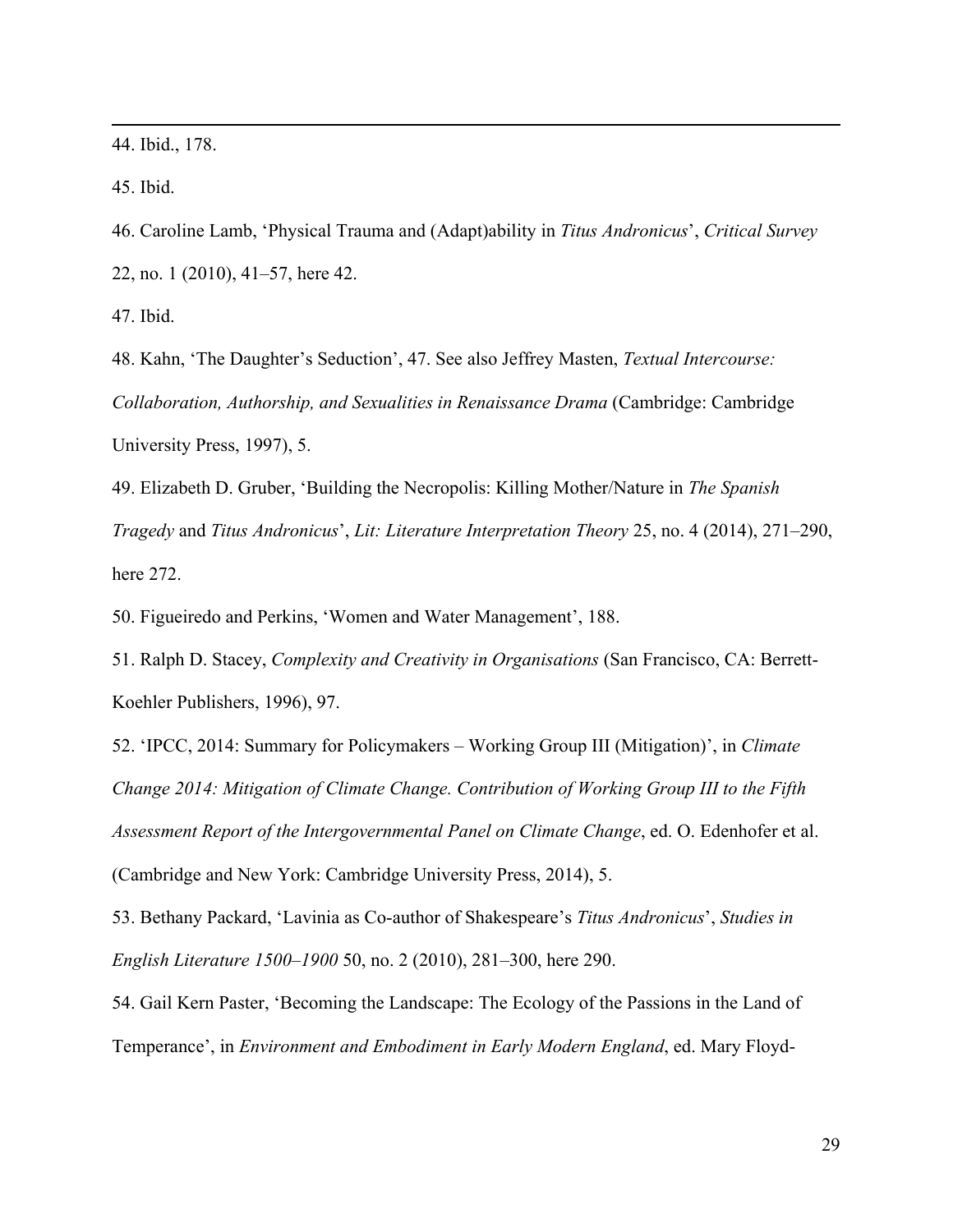44. Ibid., 178.

45. Ibid.

46. Caroline Lamb, 'Physical Trauma and (Adapt)ability in *Titus Andronicus*', *Critical Survey* 22, no. 1 (2010), 41–57, here 42.

47. Ibid.

48. Kahn, 'The Daughter's Seduction', 47. See also Jeffrey Masten, *Textual Intercourse: Collaboration, Authorship, and Sexualities in Renaissance Drama* (Cambridge: Cambridge University Press, 1997), 5.

49. Elizabeth D. Gruber, 'Building the Necropolis: Killing Mother/Nature in *The Spanish Tragedy* and *Titus Andronicus*', *Lit: Literature Interpretation Theory* 25, no. 4 (2014), 271–290, here 272.

50. Figueiredo and Perkins, 'Women and Water Management', 188.

51. Ralph D. Stacey, *Complexity and Creativity in Organisations* (San Francisco, CA: Berrett-Koehler Publishers, 1996), 97.

52. 'IPCC, 2014: Summary for Policymakers – Working Group III (Mitigation)', in *Climate Change 2014: Mitigation of Climate Change. Contribution of Working Group III to the Fifth Assessment Report of the Intergovernmental Panel on Climate Change*, ed. O. Edenhofer et al. (Cambridge and New York: Cambridge University Press, 2014), 5.

53. Bethany Packard, 'Lavinia as Co-author of Shakespeare's *Titus Andronicus*', *Studies in English Literature 1500–1900* 50, no. 2 (2010), 281–300, here 290.

54. Gail Kern Paster, 'Becoming the Landscape: The Ecology of the Passions in the Land of Temperance', in *Environment and Embodiment in Early Modern England*, ed. Mary Floyd-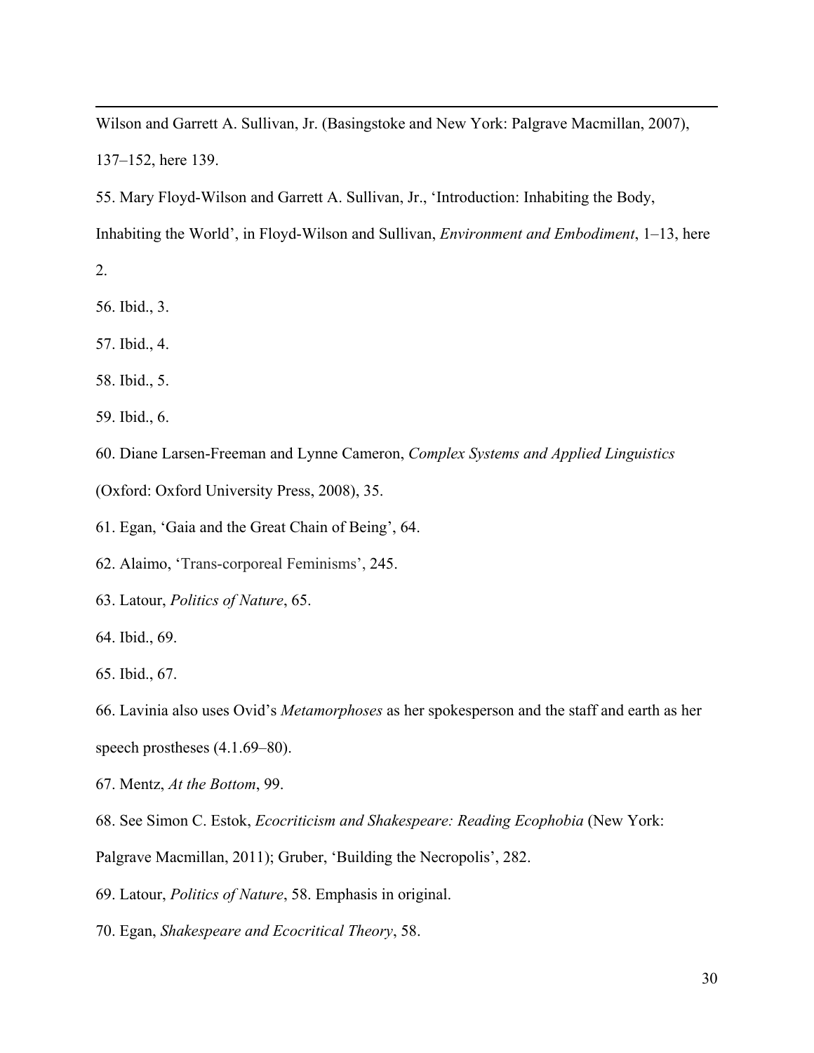Wilson and Garrett A. Sullivan, Jr. (Basingstoke and New York: Palgrave Macmillan, 2007), 137–152, here 139.

55. Mary Floyd-Wilson and Garrett A. Sullivan, Jr., 'Introduction: Inhabiting the Body, Inhabiting the World', in Floyd-Wilson and Sullivan, *Environment and Embodiment*, 1–13, here 2.

56. Ibid., 3.

57. Ibid., 4.

58. Ibid., 5.

59. Ibid., 6.

60. Diane Larsen-Freeman and Lynne Cameron, *Complex Systems and Applied Linguistics* (Oxford: Oxford University Press, 2008), 35.

61. Egan, 'Gaia and the Great Chain of Being', 64.

62. Alaimo, 'Trans-corporeal Feminisms', 245.

63. Latour, *Politics of Nature*, 65.

64. Ibid., 69.

65. Ibid., 67.

66. Lavinia also uses Ovid's *Metamorphoses* as her spokesperson and the staff and earth as her speech prostheses (4.1.69–80).

67. Mentz, *At the Bottom*, 99.

68. See Simon C. Estok, *Ecocriticism and Shakespeare: Reading Ecophobia* (New York: Palgrave Macmillan, 2011); Gruber, 'Building the Necropolis', 282.

69. Latour, *Politics of Nature*, 58. Emphasis in original.

70. Egan, *Shakespeare and Ecocritical Theory*, 58.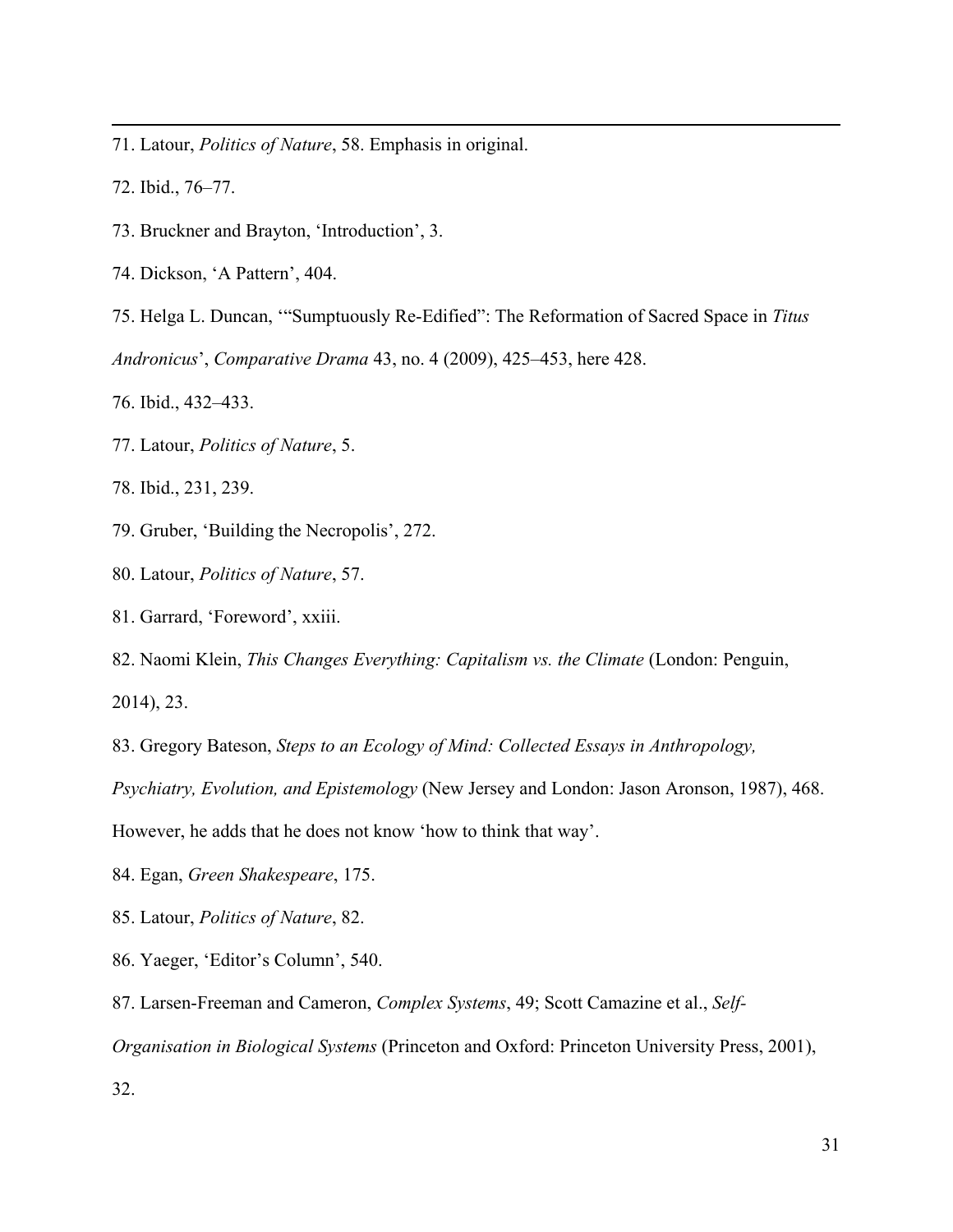71. Latour, *Politics of Nature*, 58. Emphasis in original.

72. Ibid., 76–77.

73. Bruckner and Brayton, 'Introduction', 3.

74. Dickson, 'A Pattern', 404.

75. Helga L. Duncan, '"Sumptuously Re-Edified": The Reformation of Sacred Space in *Titus Andronicus*', *Comparative Drama* 43, no. 4 (2009), 425–453, here 428.

76. Ibid., 432–433.

77. Latour, *Politics of Nature*, 5.

78. Ibid., 231, 239.

79. Gruber, 'Building the Necropolis', 272.

80. Latour, *Politics of Nature*, 57.

81. Garrard, 'Foreword', xxiii.

82. Naomi Klein, *This Changes Everything: Capitalism vs. the Climate* (London: Penguin, 2014), 23.

83. Gregory Bateson, *Steps to an Ecology of Mind: Collected Essays in Anthropology, Psychiatry, Evolution, and Epistemology* (New Jersey and London: Jason Aronson, 1987), 468. However, he adds that he does not know 'how to think that way'.

84. Egan, *Green Shakespeare*, 175.

85. Latour, *Politics of Nature*, 82.

86. Yaeger, 'Editor's Column', 540.

87. Larsen-Freeman and Cameron, *Complex Systems*, 49; Scott Camazine et al., *Self-Organisation in Biological Systems* (Princeton and Oxford: Princeton University Press, 2001), 32.